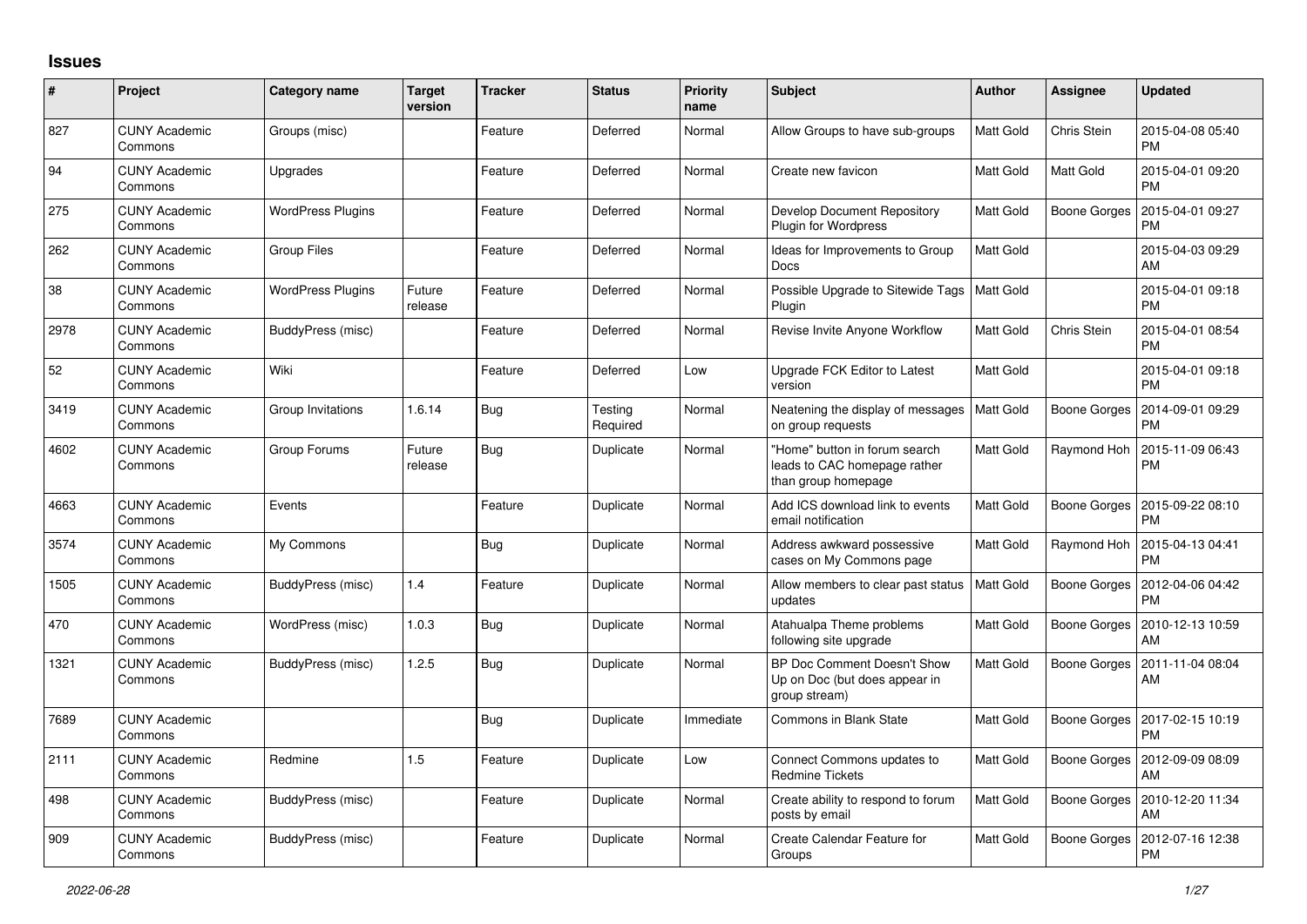## Issues

| # | Project | Category name | Target version | Tracker | Status | Priority name | Subject | Author | Assignee | Updated |
|---|---|---|---|---|---|---|---|---|---|---|
| 827 | CUNY Academic Commons | Groups (misc) | | Feature | Deferred | Normal | Allow Groups to have sub-groups | Matt Gold | Chris Stein | 2015-04-08 05:40 PM |
| 94 | CUNY Academic Commons | Upgrades | | Feature | Deferred | Normal | Create new favicon | Matt Gold | Matt Gold | 2015-04-01 09:20 PM |
| 275 | CUNY Academic Commons | WordPress Plugins | | Feature | Deferred | Normal | Develop Document Repository Plugin for Wordpress | Matt Gold | Boone Gorges | 2015-04-01 09:27 PM |
| 262 | CUNY Academic Commons | Group Files | | Feature | Deferred | Normal | Ideas for Improvements to Group Docs | Matt Gold | | 2015-04-03 09:29 AM |
| 38 | CUNY Academic Commons | WordPress Plugins | Future release | Feature | Deferred | Normal | Possible Upgrade to Sitewide Tags Plugin | Matt Gold | | 2015-04-01 09:18 PM |
| 2978 | CUNY Academic Commons | BuddyPress (misc) | | Feature | Deferred | Normal | Revise Invite Anyone Workflow | Matt Gold | Chris Stein | 2015-04-01 08:54 PM |
| 52 | CUNY Academic Commons | Wiki | | Feature | Deferred | Low | Upgrade FCK Editor to Latest version | Matt Gold | | 2015-04-01 09:18 PM |
| 3419 | CUNY Academic Commons | Group Invitations | 1.6.14 | Bug | Testing Required | Normal | Neatening the display of messages on group requests | Matt Gold | Boone Gorges | 2014-09-01 09:29 PM |
| 4602 | CUNY Academic Commons | Group Forums | Future release | Bug | Duplicate | Normal | "Home" button in forum search leads to CAC homepage rather than group homepage | Matt Gold | Raymond Hoh | 2015-11-09 06:43 PM |
| 4663 | CUNY Academic Commons | Events | | Feature | Duplicate | Normal | Add ICS download link to events email notification | Matt Gold | Boone Gorges | 2015-09-22 08:10 PM |
| 3574 | CUNY Academic Commons | My Commons | | Bug | Duplicate | Normal | Address awkward possessive cases on My Commons page | Matt Gold | Raymond Hoh | 2015-04-13 04:41 PM |
| 1505 | CUNY Academic Commons | BuddyPress (misc) | 1.4 | Feature | Duplicate | Normal | Allow members to clear past status updates | Matt Gold | Boone Gorges | 2012-04-06 04:42 PM |
| 470 | CUNY Academic Commons | WordPress (misc) | 1.0.3 | Bug | Duplicate | Normal | Atahualpa Theme problems following site upgrade | Matt Gold | Boone Gorges | 2010-12-13 10:59 AM |
| 1321 | CUNY Academic Commons | BuddyPress (misc) | 1.2.5 | Bug | Duplicate | Normal | BP Doc Comment Doesn't Show Up on Doc (but does appear in group stream) | Matt Gold | Boone Gorges | 2011-11-04 08:04 AM |
| 7689 | CUNY Academic Commons | | | Bug | Duplicate | Immediate | Commons in Blank State | Matt Gold | Boone Gorges | 2017-02-15 10:19 PM |
| 2111 | CUNY Academic Commons | Redmine | 1.5 | Feature | Duplicate | Low | Connect Commons updates to Redmine Tickets | Matt Gold | Boone Gorges | 2012-09-09 08:09 AM |
| 498 | CUNY Academic Commons | BuddyPress (misc) | | Feature | Duplicate | Normal | Create ability to respond to forum posts by email | Matt Gold | Boone Gorges | 2010-12-20 11:34 AM |
| 909 | CUNY Academic Commons | BuddyPress (misc) | | Feature | Duplicate | Normal | Create Calendar Feature for Groups | Matt Gold | Boone Gorges | 2012-07-16 12:38 PM |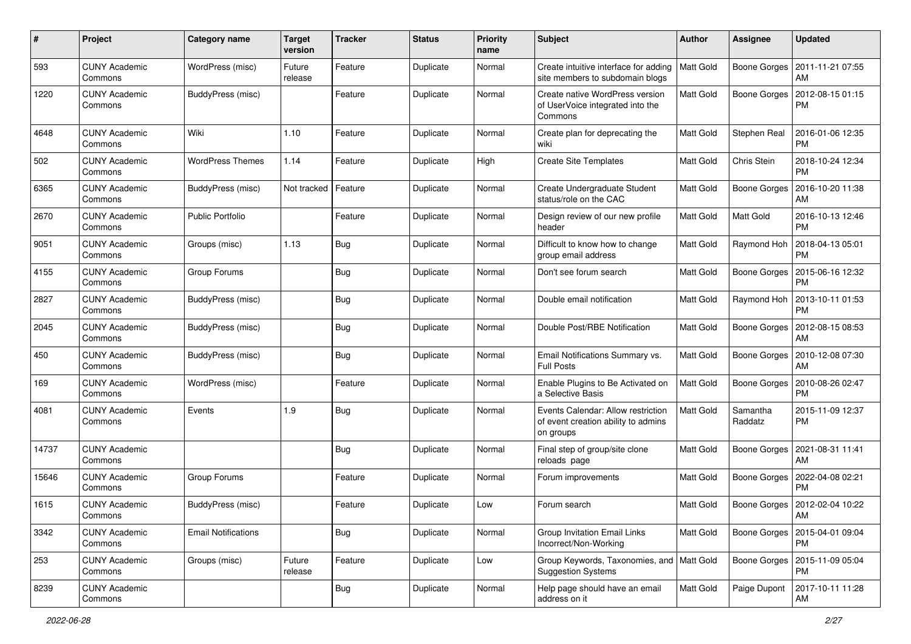| # | Project | Category name | Target version | Tracker | Status | Priority name | Subject | Author | Assignee | Updated |
|---|---|---|---|---|---|---|---|---|---|---|
| 593 | CUNY Academic Commons | WordPress (misc) | Future release | Feature | Duplicate | Normal | Create intuitive interface for adding site members to subdomain blogs | Matt Gold | Boone Gorges | 2011-11-21 07:55 AM |
| 1220 | CUNY Academic Commons | BuddyPress (misc) | | Feature | Duplicate | Normal | Create native WordPress version of UserVoice integrated into the Commons | Matt Gold | Boone Gorges | 2012-08-15 01:15 PM |
| 4648 | CUNY Academic Commons | Wiki | 1.10 | Feature | Duplicate | Normal | Create plan for deprecating the wiki | Matt Gold | Stephen Real | 2016-01-06 12:35 PM |
| 502 | CUNY Academic Commons | WordPress Themes | 1.14 | Feature | Duplicate | High | Create Site Templates | Matt Gold | Chris Stein | 2018-10-24 12:34 PM |
| 6365 | CUNY Academic Commons | BuddyPress (misc) | Not tracked | Feature | Duplicate | Normal | Create Undergraduate Student status/role on the CAC | Matt Gold | Boone Gorges | 2016-10-20 11:38 AM |
| 2670 | CUNY Academic Commons | Public Portfolio | | Feature | Duplicate | Normal | Design review of our new profile header | Matt Gold | Matt Gold | 2016-10-13 12:46 PM |
| 9051 | CUNY Academic Commons | Groups (misc) | 1.13 | Bug | Duplicate | Normal | Difficult to know how to change group email address | Matt Gold | Raymond Hoh | 2018-04-13 05:01 PM |
| 4155 | CUNY Academic Commons | Group Forums | | Bug | Duplicate | Normal | Don't see forum search | Matt Gold | Boone Gorges | 2015-06-16 12:32 PM |
| 2827 | CUNY Academic Commons | BuddyPress (misc) | | Bug | Duplicate | Normal | Double email notification | Matt Gold | Raymond Hoh | 2013-10-11 01:53 PM |
| 2045 | CUNY Academic Commons | BuddyPress (misc) | | Bug | Duplicate | Normal | Double Post/RBE Notification | Matt Gold | Boone Gorges | 2012-08-15 08:53 AM |
| 450 | CUNY Academic Commons | BuddyPress (misc) | | Bug | Duplicate | Normal | Email Notifications Summary vs. Full Posts | Matt Gold | Boone Gorges | 2010-12-08 07:30 AM |
| 169 | CUNY Academic Commons | WordPress (misc) | | Feature | Duplicate | Normal | Enable Plugins to Be Activated on a Selective Basis | Matt Gold | Boone Gorges | 2010-08-26 02:47 PM |
| 4081 | CUNY Academic Commons | Events | 1.9 | Bug | Duplicate | Normal | Events Calendar: Allow restriction of event creation ability to admins on groups | Matt Gold | Samantha Raddatz | 2015-11-09 12:37 PM |
| 14737 | CUNY Academic Commons | | | Bug | Duplicate | Normal | Final step of group/site clone reloads page | Matt Gold | Boone Gorges | 2021-08-31 11:41 AM |
| 15646 | CUNY Academic Commons | Group Forums | | Feature | Duplicate | Normal | Forum improvements | Matt Gold | Boone Gorges | 2022-04-08 02:21 PM |
| 1615 | CUNY Academic Commons | BuddyPress (misc) | | Feature | Duplicate | Low | Forum search | Matt Gold | Boone Gorges | 2012-02-04 10:22 AM |
| 3342 | CUNY Academic Commons | Email Notifications | | Bug | Duplicate | Normal | Group Invitation Email Links Incorrect/Non-Working | Matt Gold | Boone Gorges | 2015-04-01 09:04 PM |
| 253 | CUNY Academic Commons | Groups (misc) | Future release | Feature | Duplicate | Low | Group Keywords, Taxonomies, and Suggestion Systems | Matt Gold | Boone Gorges | 2015-11-09 05:04 PM |
| 8239 | CUNY Academic Commons | | | Bug | Duplicate | Normal | Help page should have an email address on it | Matt Gold | Paige Dupont | 2017-10-11 11:28 AM |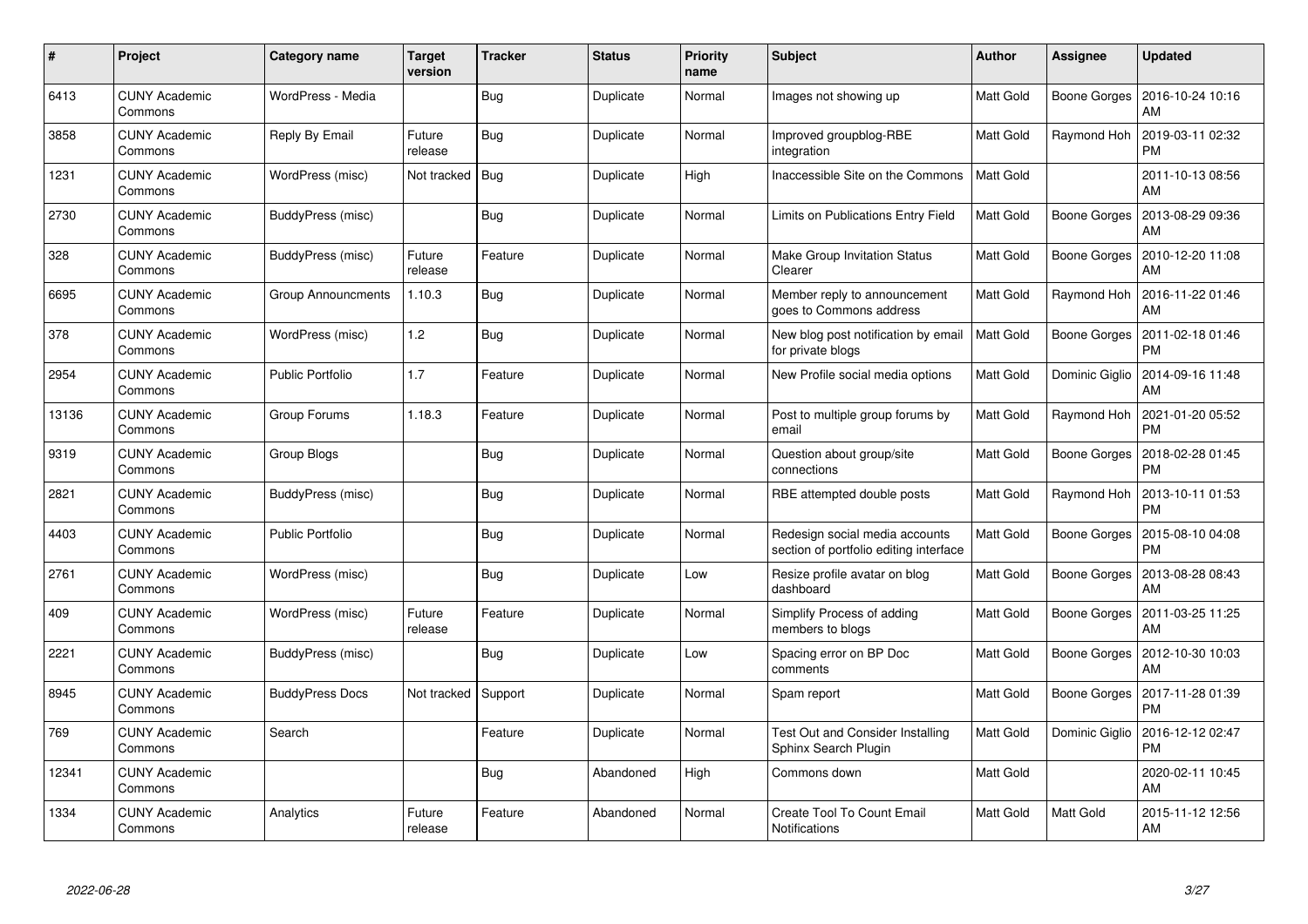| # | Project | Category name | Target version | Tracker | Status | Priority name | Subject | Author | Assignee | Updated |
|---|---|---|---|---|---|---|---|---|---|---|
| 6413 | CUNY Academic Commons | WordPress - Media | | Bug | Duplicate | Normal | Images not showing up | Matt Gold | Boone Gorges | 2016-10-24 10:16 AM |
| 3858 | CUNY Academic Commons | Reply By Email | Future release | Bug | Duplicate | Normal | Improved groupblog-RBE integration | Matt Gold | Raymond Hoh | 2019-03-11 02:32 PM |
| 1231 | CUNY Academic Commons | WordPress (misc) | Not tracked | Bug | Duplicate | High | Inaccessible Site on the Commons | Matt Gold | | 2011-10-13 08:56 AM |
| 2730 | CUNY Academic Commons | BuddyPress (misc) | | Bug | Duplicate | Normal | Limits on Publications Entry Field | Matt Gold | Boone Gorges | 2013-08-29 09:36 AM |
| 328 | CUNY Academic Commons | BuddyPress (misc) | Future release | Feature | Duplicate | Normal | Make Group Invitation Status Clearer | Matt Gold | Boone Gorges | 2010-12-20 11:08 AM |
| 6695 | CUNY Academic Commons | Group Announcments | 1.10.3 | Bug | Duplicate | Normal | Member reply to announcement goes to Commons address | Matt Gold | Raymond Hoh | 2016-11-22 01:46 AM |
| 378 | CUNY Academic Commons | WordPress (misc) | 1.2 | Bug | Duplicate | Normal | New blog post notification by email for private blogs | Matt Gold | Boone Gorges | 2011-02-18 01:46 PM |
| 2954 | CUNY Academic Commons | Public Portfolio | 1.7 | Feature | Duplicate | Normal | New Profile social media options | Matt Gold | Dominic Giglio | 2014-09-16 11:48 AM |
| 13136 | CUNY Academic Commons | Group Forums | 1.18.3 | Feature | Duplicate | Normal | Post to multiple group forums by email | Matt Gold | Raymond Hoh | 2021-01-20 05:52 PM |
| 9319 | CUNY Academic Commons | Group Blogs | | Bug | Duplicate | Normal | Question about group/site connections | Matt Gold | Boone Gorges | 2018-02-28 01:45 PM |
| 2821 | CUNY Academic Commons | BuddyPress (misc) | | Bug | Duplicate | Normal | RBE attempted double posts | Matt Gold | Raymond Hoh | 2013-10-11 01:53 PM |
| 4403 | CUNY Academic Commons | Public Portfolio | | Bug | Duplicate | Normal | Redesign social media accounts section of portfolio editing interface | Matt Gold | Boone Gorges | 2015-08-10 04:08 PM |
| 2761 | CUNY Academic Commons | WordPress (misc) | | Bug | Duplicate | Low | Resize profile avatar on blog dashboard | Matt Gold | Boone Gorges | 2013-08-28 08:43 AM |
| 409 | CUNY Academic Commons | WordPress (misc) | Future release | Feature | Duplicate | Normal | Simplify Process of adding members to blogs | Matt Gold | Boone Gorges | 2011-03-25 11:25 AM |
| 2221 | CUNY Academic Commons | BuddyPress (misc) | | Bug | Duplicate | Low | Spacing error on BP Doc comments | Matt Gold | Boone Gorges | 2012-10-30 10:03 AM |
| 8945 | CUNY Academic Commons | BuddyPress Docs | Not tracked | Support | Duplicate | Normal | Spam report | Matt Gold | Boone Gorges | 2017-11-28 01:39 PM |
| 769 | CUNY Academic Commons | Search | | Feature | Duplicate | Normal | Test Out and Consider Installing Sphinx Search Plugin | Matt Gold | Dominic Giglio | 2016-12-12 02:47 PM |
| 12341 | CUNY Academic Commons | | | Bug | Abandoned | High | Commons down | Matt Gold | | 2020-02-11 10:45 AM |
| 1334 | CUNY Academic Commons | Analytics | Future release | Feature | Abandoned | Normal | Create Tool To Count Email Notifications | Matt Gold | Matt Gold | 2015-11-12 12:56 AM |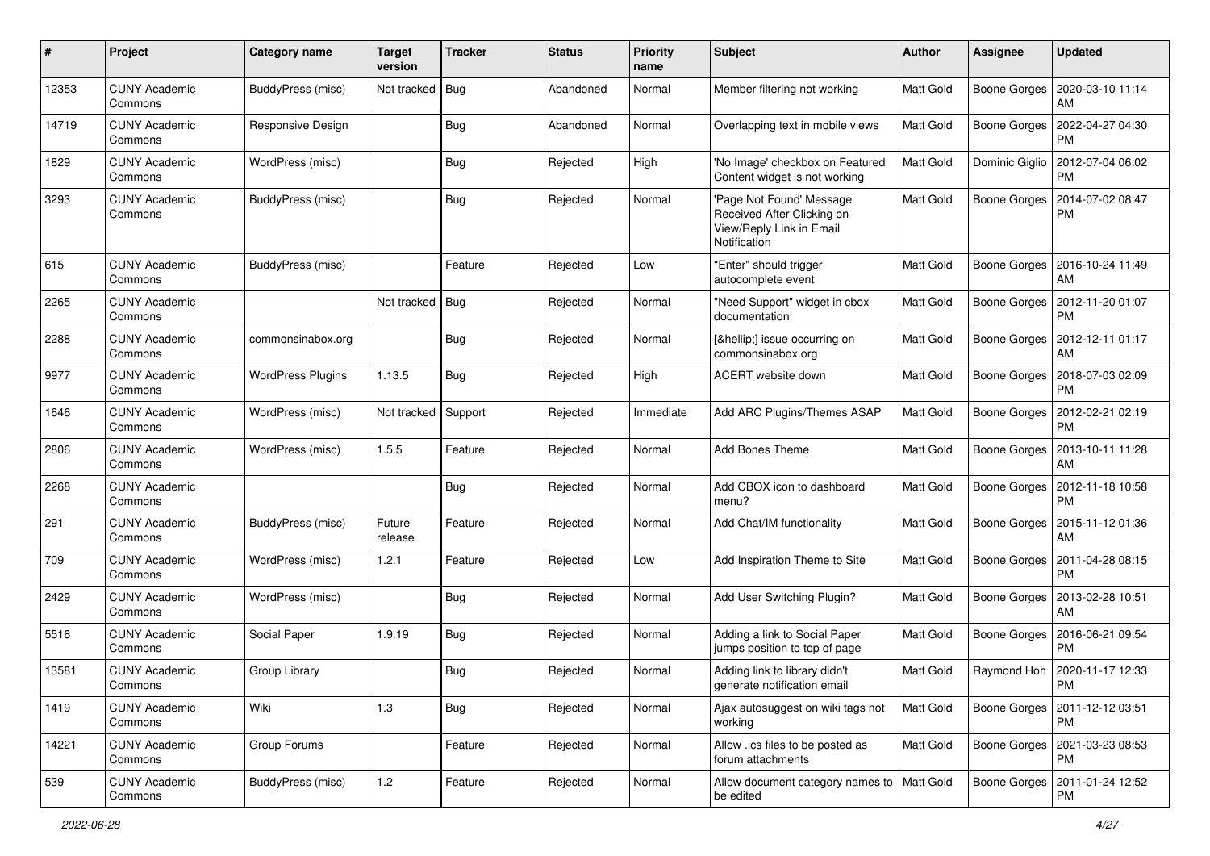| # | Project | Category name | Target version | Tracker | Status | Priority name | Subject | Author | Assignee | Updated |
|---|---|---|---|---|---|---|---|---|---|---|
| 12353 | CUNY Academic Commons | BuddyPress (misc) | Not tracked | Bug | Abandoned | Normal | Member filtering not working | Matt Gold | Boone Gorges | 2020-03-10 11:14 AM |
| 14719 | CUNY Academic Commons | Responsive Design | | Bug | Abandoned | Normal | Overlapping text in mobile views | Matt Gold | Boone Gorges | 2022-04-27 04:30 PM |
| 1829 | CUNY Academic Commons | WordPress (misc) | | Bug | Rejected | High | 'No Image' checkbox on Featured Content widget is not working | Matt Gold | Dominic Giglio | 2012-07-04 06:02 PM |
| 3293 | CUNY Academic Commons | BuddyPress (misc) | | Bug | Rejected | Normal | 'Page Not Found' Message Received After Clicking on View/Reply Link in Email Notification | Matt Gold | Boone Gorges | 2014-07-02 08:47 PM |
| 615 | CUNY Academic Commons | BuddyPress (misc) | | Feature | Rejected | Low | "Enter" should trigger autocomplete event | Matt Gold | Boone Gorges | 2016-10-24 11:49 AM |
| 2265 | CUNY Academic Commons | | Not tracked | Bug | Rejected | Normal | "Need Support" widget in cbox documentation | Matt Gold | Boone Gorges | 2012-11-20 01:07 PM |
| 2288 | CUNY Academic Commons | commonsinabox.org | | Bug | Rejected | Normal | [&hellip;] issue occurring on commonsinabox.org | Matt Gold | Boone Gorges | 2012-12-11 01:17 AM |
| 9977 | CUNY Academic Commons | WordPress Plugins | 1.13.5 | Bug | Rejected | High | ACERT website down | Matt Gold | Boone Gorges | 2018-07-03 02:09 PM |
| 1646 | CUNY Academic Commons | WordPress (misc) | Not tracked | Support | Rejected | Immediate | Add ARC Plugins/Themes ASAP | Matt Gold | Boone Gorges | 2012-02-21 02:19 PM |
| 2806 | CUNY Academic Commons | WordPress (misc) | 1.5.5 | Feature | Rejected | Normal | Add Bones Theme | Matt Gold | Boone Gorges | 2013-10-11 11:28 AM |
| 2268 | CUNY Academic Commons | | | Bug | Rejected | Normal | Add CBOX icon to dashboard menu? | Matt Gold | Boone Gorges | 2012-11-18 10:58 PM |
| 291 | CUNY Academic Commons | BuddyPress (misc) | Future release | Feature | Rejected | Normal | Add Chat/IM functionality | Matt Gold | Boone Gorges | 2015-11-12 01:36 AM |
| 709 | CUNY Academic Commons | WordPress (misc) | 1.2.1 | Feature | Rejected | Low | Add Inspiration Theme to Site | Matt Gold | Boone Gorges | 2011-04-28 08:15 PM |
| 2429 | CUNY Academic Commons | WordPress (misc) | | Bug | Rejected | Normal | Add User Switching Plugin? | Matt Gold | Boone Gorges | 2013-02-28 10:51 AM |
| 5516 | CUNY Academic Commons | Social Paper | 1.9.19 | Bug | Rejected | Normal | Adding a link to Social Paper jumps position to top of page | Matt Gold | Boone Gorges | 2016-06-21 09:54 PM |
| 13581 | CUNY Academic Commons | Group Library | | Bug | Rejected | Normal | Adding link to library didn't generate notification email | Matt Gold | Raymond Hoh | 2020-11-17 12:33 PM |
| 1419 | CUNY Academic Commons | Wiki | 1.3 | Bug | Rejected | Normal | Ajax autosuggest on wiki tags not working | Matt Gold | Boone Gorges | 2011-12-12 03:51 PM |
| 14221 | CUNY Academic Commons | Group Forums | | Feature | Rejected | Normal | Allow .ics files to be posted as forum attachments | Matt Gold | Boone Gorges | 2021-03-23 08:53 PM |
| 539 | CUNY Academic Commons | BuddyPress (misc) | 1.2 | Feature | Rejected | Normal | Allow document category names to be edited | Matt Gold | Boone Gorges | 2011-01-24 12:52 PM |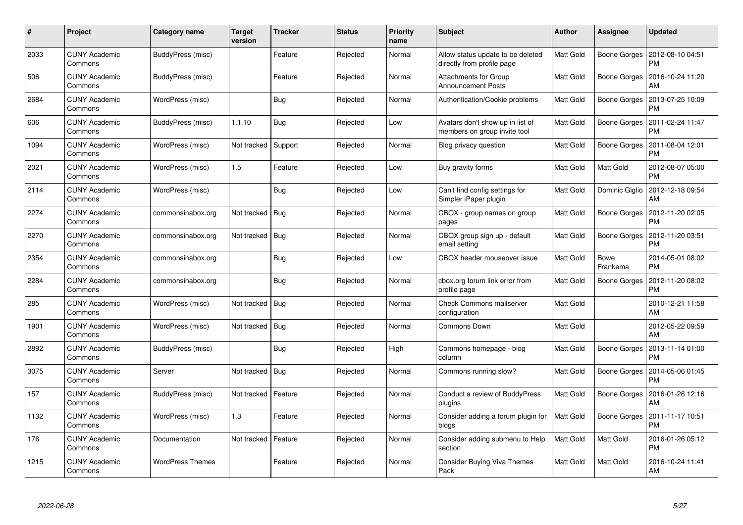| # | Project | Category name | Target version | Tracker | Status | Priority name | Subject | Author | Assignee | Updated |
|---|---|---|---|---|---|---|---|---|---|---|
| 2033 | CUNY Academic Commons | BuddyPress (misc) | | Feature | Rejected | Normal | Allow status update to be deleted directly from profile page | Matt Gold | Boone Gorges | 2012-08-10 04:51 PM |
| 506 | CUNY Academic Commons | BuddyPress (misc) | | Feature | Rejected | Normal | Attachments for Group Announcement Posts | Matt Gold | Boone Gorges | 2016-10-24 11:20 AM |
| 2684 | CUNY Academic Commons | WordPress (misc) | | Bug | Rejected | Normal | Authentication/Cookie problems | Matt Gold | Boone Gorges | 2013-07-25 10:09 PM |
| 606 | CUNY Academic Commons | BuddyPress (misc) | 1.1.10 | Bug | Rejected | Low | Avatars don't show up in list of members on group invite tool | Matt Gold | Boone Gorges | 2011-02-24 11:47 PM |
| 1094 | CUNY Academic Commons | WordPress (misc) | Not tracked | Support | Rejected | Normal | Blog privacy question | Matt Gold | Boone Gorges | 2011-08-04 12:01 PM |
| 2021 | CUNY Academic Commons | WordPress (misc) | 1.5 | Feature | Rejected | Low | Buy gravity forms | Matt Gold | Matt Gold | 2012-08-07 05:00 PM |
| 2114 | CUNY Academic Commons | WordPress (misc) | | Bug | Rejected | Low | Can't find config settings for Simpler iPaper plugin | Matt Gold | Dominic Giglio | 2012-12-18 09:54 AM |
| 2274 | CUNY Academic Commons | commonsinabox.org | Not tracked | Bug | Rejected | Normal | CBOX - group names on group pages | Matt Gold | Boone Gorges | 2012-11-20 02:05 PM |
| 2270 | CUNY Academic Commons | commonsinabox.org | Not tracked | Bug | Rejected | Normal | CBOX group sign up - default email setting | Matt Gold | Boone Gorges | 2012-11-20 03:51 PM |
| 2354 | CUNY Academic Commons | commonsinabox.org | | Bug | Rejected | Low | CBOX header mouseover issue | Matt Gold | Bowe Frankema | 2014-05-01 08:02 PM |
| 2284 | CUNY Academic Commons | commonsinabox.org | | Bug | Rejected | Normal | cbox.org forum link error from profile page | Matt Gold | Boone Gorges | 2012-11-20 08:02 PM |
| 285 | CUNY Academic Commons | WordPress (misc) | Not tracked | Bug | Rejected | Normal | Check Commons mailserver configuration | Matt Gold | | 2010-12-21 11:58 AM |
| 1901 | CUNY Academic Commons | WordPress (misc) | Not tracked | Bug | Rejected | Normal | Commons Down | Matt Gold | | 2012-05-22 09:59 AM |
| 2892 | CUNY Academic Commons | BuddyPress (misc) | | Bug | Rejected | High | Commons homepage - blog column | Matt Gold | Boone Gorges | 2013-11-14 01:00 PM |
| 3075 | CUNY Academic Commons | Server | Not tracked | Bug | Rejected | Normal | Commons running slow? | Matt Gold | Boone Gorges | 2014-05-06 01:45 PM |
| 157 | CUNY Academic Commons | BuddyPress (misc) | Not tracked | Feature | Rejected | Normal | Conduct a review of BuddyPress plugins | Matt Gold | Boone Gorges | 2016-01-26 12:16 AM |
| 1132 | CUNY Academic Commons | WordPress (misc) | 1.3 | Feature | Rejected | Normal | Consider adding a forum plugin for blogs | Matt Gold | Boone Gorges | 2011-11-17 10:51 PM |
| 176 | CUNY Academic Commons | Documentation | Not tracked | Feature | Rejected | Normal | Consider adding submenu to Help section | Matt Gold | Matt Gold | 2016-01-26 05:12 PM |
| 1215 | CUNY Academic Commons | WordPress Themes | | Feature | Rejected | Normal | Consider Buying Viva Themes Pack | Matt Gold | Matt Gold | 2016-10-24 11:41 AM |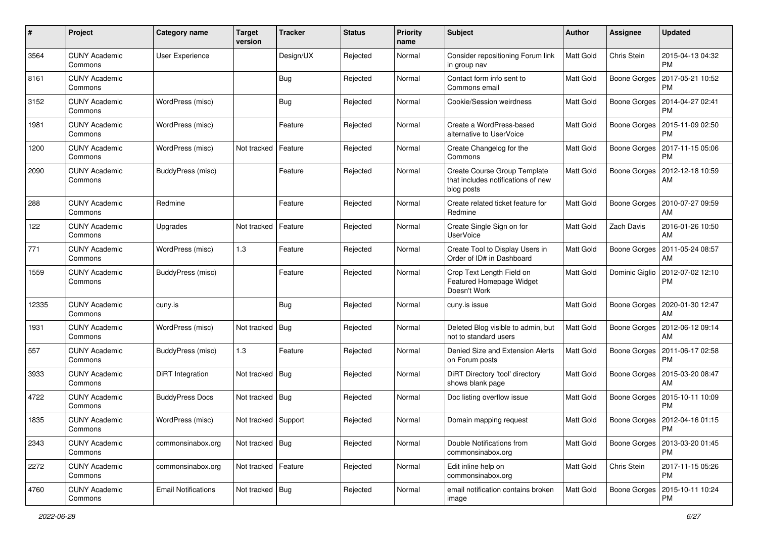| # | Project | Category name | Target version | Tracker | Status | Priority name | Subject | Author | Assignee | Updated |
|---|---|---|---|---|---|---|---|---|---|---|
| 3564 | CUNY Academic Commons | User Experience | | Design/UX | Rejected | Normal | Consider repositioning Forum link in group nav | Matt Gold | Chris Stein | 2015-04-13 04:32 PM |
| 8161 | CUNY Academic Commons | | | Bug | Rejected | Normal | Contact form info sent to Commons email | Matt Gold | Boone Gorges | 2017-05-21 10:52 PM |
| 3152 | CUNY Academic Commons | WordPress (misc) | | Bug | Rejected | Normal | Cookie/Session weirdness | Matt Gold | Boone Gorges | 2014-04-27 02:41 PM |
| 1981 | CUNY Academic Commons | WordPress (misc) | | Feature | Rejected | Normal | Create a WordPress-based alternative to UserVoice | Matt Gold | Boone Gorges | 2015-11-09 02:50 PM |
| 1200 | CUNY Academic Commons | WordPress (misc) | Not tracked | Feature | Rejected | Normal | Create Changelog for the Commons | Matt Gold | Boone Gorges | 2017-11-15 05:06 PM |
| 2090 | CUNY Academic Commons | BuddyPress (misc) | | Feature | Rejected | Normal | Create Course Group Template that includes notifications of new blog posts | Matt Gold | Boone Gorges | 2012-12-18 10:59 AM |
| 288 | CUNY Academic Commons | Redmine | | Feature | Rejected | Normal | Create related ticket feature for Redmine | Matt Gold | Boone Gorges | 2010-07-27 09:59 AM |
| 122 | CUNY Academic Commons | Upgrades | Not tracked | Feature | Rejected | Normal | Create Single Sign on for UserVoice | Matt Gold | Zach Davis | 2016-01-26 10:50 AM |
| 771 | CUNY Academic Commons | WordPress (misc) | 1.3 | Feature | Rejected | Normal | Create Tool to Display Users in Order of ID# in Dashboard | Matt Gold | Boone Gorges | 2011-05-24 08:57 AM |
| 1559 | CUNY Academic Commons | BuddyPress (misc) | | Feature | Rejected | Normal | Crop Text Length Field on Featured Homepage Widget Doesn't Work | Matt Gold | Dominic Giglio | 2012-07-02 12:10 PM |
| 12335 | CUNY Academic Commons | cuny.is | | Bug | Rejected | Normal | cuny.is issue | Matt Gold | Boone Gorges | 2020-01-30 12:47 AM |
| 1931 | CUNY Academic Commons | WordPress (misc) | Not tracked | Bug | Rejected | Normal | Deleted Blog visible to admin, but not to standard users | Matt Gold | Boone Gorges | 2012-06-12 09:14 AM |
| 557 | CUNY Academic Commons | BuddyPress (misc) | 1.3 | Feature | Rejected | Normal | Denied Size and Extension Alerts on Forum posts | Matt Gold | Boone Gorges | 2011-06-17 02:58 PM |
| 3933 | CUNY Academic Commons | DiRT Integration | Not tracked | Bug | Rejected | Normal | DiRT Directory 'tool' directory shows blank page | Matt Gold | Boone Gorges | 2015-03-20 08:47 AM |
| 4722 | CUNY Academic Commons | BuddyPress Docs | Not tracked | Bug | Rejected | Normal | Doc listing overflow issue | Matt Gold | Boone Gorges | 2015-10-11 10:09 PM |
| 1835 | CUNY Academic Commons | WordPress (misc) | Not tracked | Support | Rejected | Normal | Domain mapping request | Matt Gold | Boone Gorges | 2012-04-16 01:15 PM |
| 2343 | CUNY Academic Commons | commonsinabox.org | Not tracked | Bug | Rejected | Normal | Double Notifications from commonsinabox.org | Matt Gold | Boone Gorges | 2013-03-20 01:45 PM |
| 2272 | CUNY Academic Commons | commonsinabox.org | Not tracked | Feature | Rejected | Normal | Edit inline help on commonsinabox.org | Matt Gold | Chris Stein | 2017-11-15 05:26 PM |
| 4760 | CUNY Academic Commons | Email Notifications | Not tracked | Bug | Rejected | Normal | email notification contains broken image | Matt Gold | Boone Gorges | 2015-10-11 10:24 PM |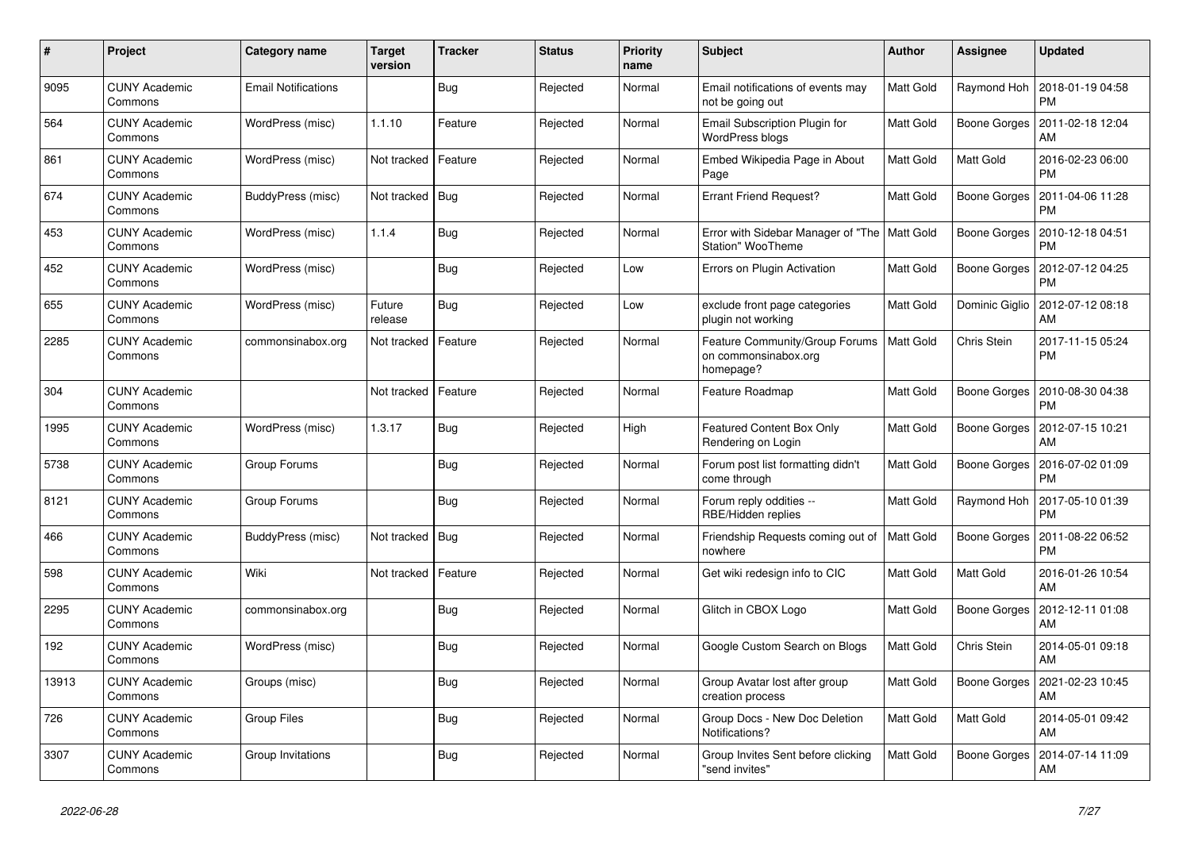| # | Project | Category name | Target version | Tracker | Status | Priority name | Subject | Author | Assignee | Updated |
| --- | --- | --- | --- | --- | --- | --- | --- | --- | --- | --- |
| 9095 | CUNY Academic Commons | Email Notifications | | Bug | Rejected | Normal | Email notifications of events may not be going out | Matt Gold | Raymond Hoh | 2018-01-19 04:58 PM |
| 564 | CUNY Academic Commons | WordPress (misc) | 1.1.10 | Feature | Rejected | Normal | Email Subscription Plugin for WordPress blogs | Matt Gold | Boone Gorges | 2011-02-18 12:04 AM |
| 861 | CUNY Academic Commons | WordPress (misc) | Not tracked | Feature | Rejected | Normal | Embed Wikipedia Page in About Page | Matt Gold | Matt Gold | 2016-02-23 06:00 PM |
| 674 | CUNY Academic Commons | BuddyPress (misc) | Not tracked | Bug | Rejected | Normal | Errant Friend Request? | Matt Gold | Boone Gorges | 2011-04-06 11:28 PM |
| 453 | CUNY Academic Commons | WordPress (misc) | 1.1.4 | Bug | Rejected | Normal | Error with Sidebar Manager of "The Station" WooTheme | Matt Gold | Boone Gorges | 2010-12-18 04:51 PM |
| 452 | CUNY Academic Commons | WordPress (misc) | | Bug | Rejected | Low | Errors on Plugin Activation | Matt Gold | Boone Gorges | 2012-07-12 04:25 PM |
| 655 | CUNY Academic Commons | WordPress (misc) | Future release | Bug | Rejected | Low | exclude front page categories plugin not working | Matt Gold | Dominic Giglio | 2012-07-12 08:18 AM |
| 2285 | CUNY Academic Commons | commonsinabox.org | Not tracked | Feature | Rejected | Normal | Feature Community/Group Forums on commonsinabox.org homepage? | Matt Gold | Chris Stein | 2017-11-15 05:24 PM |
| 304 | CUNY Academic Commons | | Not tracked | Feature | Rejected | Normal | Feature Roadmap | Matt Gold | Boone Gorges | 2010-08-30 04:38 PM |
| 1995 | CUNY Academic Commons | WordPress (misc) | 1.3.17 | Bug | Rejected | High | Featured Content Box Only Rendering on Login | Matt Gold | Boone Gorges | 2012-07-15 10:21 AM |
| 5738 | CUNY Academic Commons | Group Forums | | Bug | Rejected | Normal | Forum post list formatting didn't come through | Matt Gold | Boone Gorges | 2016-07-02 01:09 PM |
| 8121 | CUNY Academic Commons | Group Forums | | Bug | Rejected | Normal | Forum reply oddities -- RBE/Hidden replies | Matt Gold | Raymond Hoh | 2017-05-10 01:39 PM |
| 466 | CUNY Academic Commons | BuddyPress (misc) | Not tracked | Bug | Rejected | Normal | Friendship Requests coming out of nowhere | Matt Gold | Boone Gorges | 2011-08-22 06:52 PM |
| 598 | CUNY Academic Commons | Wiki | Not tracked | Feature | Rejected | Normal | Get wiki redesign info to CIC | Matt Gold | Matt Gold | 2016-01-26 10:54 AM |
| 2295 | CUNY Academic Commons | commonsinabox.org | | Bug | Rejected | Normal | Glitch in CBOX Logo | Matt Gold | Boone Gorges | 2012-12-11 01:08 AM |
| 192 | CUNY Academic Commons | WordPress (misc) | | Bug | Rejected | Normal | Google Custom Search on Blogs | Matt Gold | Chris Stein | 2014-05-01 09:18 AM |
| 13913 | CUNY Academic Commons | Groups (misc) | | Bug | Rejected | Normal | Group Avatar lost after group creation process | Matt Gold | Boone Gorges | 2021-02-23 10:45 AM |
| 726 | CUNY Academic Commons | Group Files | | Bug | Rejected | Normal | Group Docs - New Doc Deletion Notifications? | Matt Gold | Matt Gold | 2014-05-01 09:42 AM |
| 3307 | CUNY Academic Commons | Group Invitations | | Bug | Rejected | Normal | Group Invites Sent before clicking "send invites" | Matt Gold | Boone Gorges | 2014-07-14 11:09 AM |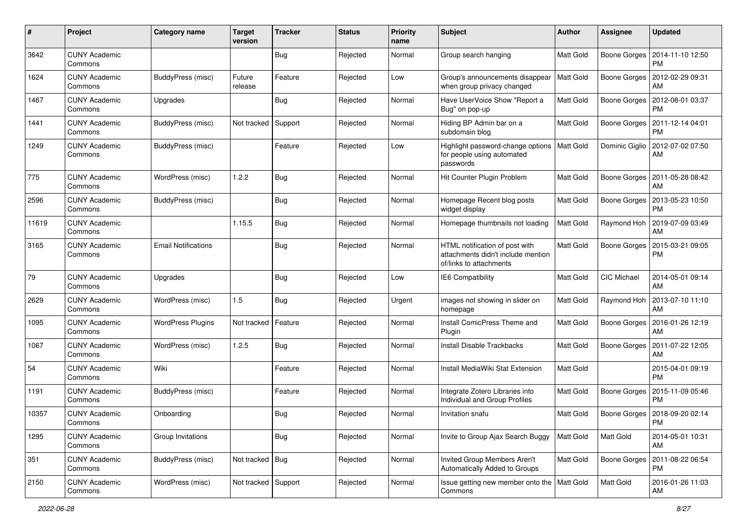| # | Project | Category name | Target version | Tracker | Status | Priority name | Subject | Author | Assignee | Updated |
|---|---|---|---|---|---|---|---|---|---|---|
| 3642 | CUNY Academic Commons | | | Bug | Rejected | Normal | Group search hanging | Matt Gold | Boone Gorges | 2014-11-10 12:50 PM |
| 1624 | CUNY Academic Commons | BuddyPress (misc) | Future release | Feature | Rejected | Low | Group's announcements disappear when group privacy changed | Matt Gold | Boone Gorges | 2012-02-29 09:31 AM |
| 1467 | CUNY Academic Commons | Upgrades | | Bug | Rejected | Normal | Have UserVoice Show "Report a Bug" on pop-up | Matt Gold | Boone Gorges | 2012-08-01 03:37 PM |
| 1441 | CUNY Academic Commons | BuddyPress (misc) | Not tracked | Support | Rejected | Normal | Hiding BP Admin bar on a subdomain blog | Matt Gold | Boone Gorges | 2011-12-14 04:01 PM |
| 1249 | CUNY Academic Commons | BuddyPress (misc) | | Feature | Rejected | Low | Highlight password-change options for people using automated passwords | Matt Gold | Dominic Giglio | 2012-07-02 07:50 AM |
| 775 | CUNY Academic Commons | WordPress (misc) | 1.2.2 | Bug | Rejected | Normal | Hit Counter Plugin Problem | Matt Gold | Boone Gorges | 2011-05-28 08:42 AM |
| 2596 | CUNY Academic Commons | BuddyPress (misc) | | Bug | Rejected | Normal | Homepage Recent blog posts widget display | Matt Gold | Boone Gorges | 2013-05-23 10:50 PM |
| 11619 | CUNY Academic Commons | | 1.15.5 | Bug | Rejected | Normal | Homepage thumbnails not loading | Matt Gold | Raymond Hoh | 2019-07-09 03:49 AM |
| 3165 | CUNY Academic Commons | Email Notifications | | Bug | Rejected | Normal | HTML notification of post with attachments didn't include mention of/links to attachments | Matt Gold | Boone Gorges | 2015-03-21 09:05 PM |
| 79 | CUNY Academic Commons | Upgrades | | Bug | Rejected | Low | IE6 Compatibility | Matt Gold | CIC Michael | 2014-05-01 09:14 AM |
| 2629 | CUNY Academic Commons | WordPress (misc) | 1.5 | Bug | Rejected | Urgent | images not showing in slider on homepage | Matt Gold | Raymond Hoh | 2013-07-10 11:10 AM |
| 1095 | CUNY Academic Commons | WordPress Plugins | Not tracked | Feature | Rejected | Normal | Install ComicPress Theme and Plugin | Matt Gold | Boone Gorges | 2016-01-26 12:19 AM |
| 1067 | CUNY Academic Commons | WordPress (misc) | 1.2.5 | Bug | Rejected | Normal | Install Disable Trackbacks | Matt Gold | Boone Gorges | 2011-07-22 12:05 AM |
| 54 | CUNY Academic Commons | Wiki | | Feature | Rejected | Normal | Install MediaWiki Stat Extension | Matt Gold | | 2015-04-01 09:19 PM |
| 1191 | CUNY Academic Commons | BuddyPress (misc) | | Feature | Rejected | Normal | Integrate Zotero Libraries into Individual and Group Profiles | Matt Gold | Boone Gorges | 2015-11-09 05:46 PM |
| 10357 | CUNY Academic Commons | Onboarding | | Bug | Rejected | Normal | Invitation snafu | Matt Gold | Boone Gorges | 2018-09-20 02:14 PM |
| 1295 | CUNY Academic Commons | Group Invitations | | Bug | Rejected | Normal | Invite to Group Ajax Search Buggy | Matt Gold | Matt Gold | 2014-05-01 10:31 AM |
| 351 | CUNY Academic Commons | BuddyPress (misc) | Not tracked | Bug | Rejected | Normal | Invited Group Members Aren't Automatically Added to Groups | Matt Gold | Boone Gorges | 2011-08-22 06:54 PM |
| 2150 | CUNY Academic Commons | WordPress (misc) | Not tracked | Support | Rejected | Normal | Issue getting new member onto the Commons | Matt Gold | Matt Gold | 2016-01-26 11:03 AM |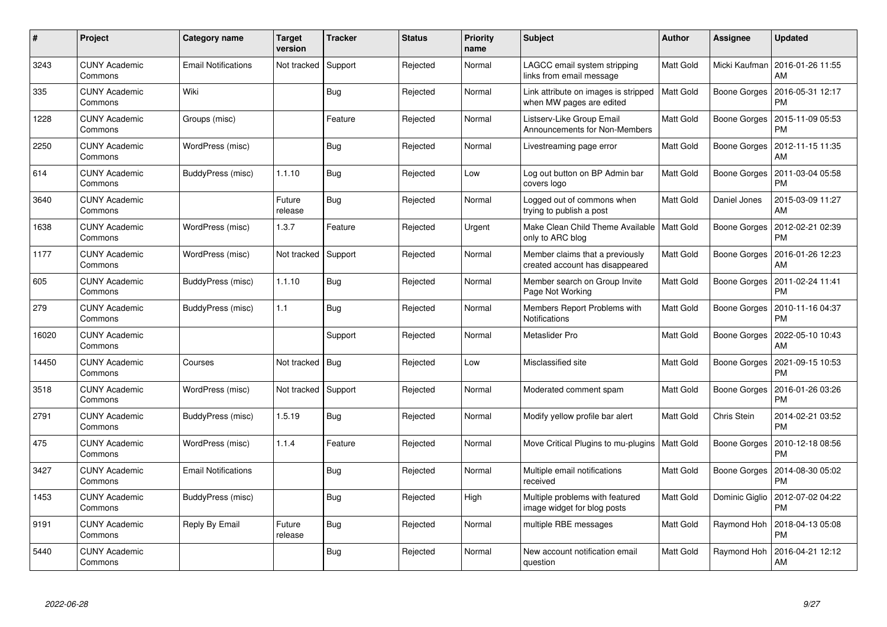| # | Project | Category name | Target version | Tracker | Status | Priority name | Subject | Author | Assignee | Updated |
|---|---|---|---|---|---|---|---|---|---|---|
| 3243 | CUNY Academic Commons | Email Notifications | Not tracked | Support | Rejected | Normal | LAGCC email system stripping links from email message | Matt Gold | Micki Kaufman | 2016-01-26 11:55 AM |
| 335 | CUNY Academic Commons | Wiki | | Bug | Rejected | Normal | Link attribute on images is stripped when MW pages are edited | Matt Gold | Boone Gorges | 2016-05-31 12:17 PM |
| 1228 | CUNY Academic Commons | Groups (misc) | | Feature | Rejected | Normal | Listserv-Like Group Email Announcements for Non-Members | Matt Gold | Boone Gorges | 2015-11-09 05:53 PM |
| 2250 | CUNY Academic Commons | WordPress (misc) | | Bug | Rejected | Normal | Livestreaming page error | Matt Gold | Boone Gorges | 2012-11-15 11:35 AM |
| 614 | CUNY Academic Commons | BuddyPress (misc) | 1.1.10 | Bug | Rejected | Low | Log out button on BP Admin bar covers logo | Matt Gold | Boone Gorges | 2011-03-04 05:58 PM |
| 3640 | CUNY Academic Commons | | Future release | Bug | Rejected | Normal | Logged out of commons when trying to publish a post | Matt Gold | Daniel Jones | 2015-03-09 11:27 AM |
| 1638 | CUNY Academic Commons | WordPress (misc) | 1.3.7 | Feature | Rejected | Urgent | Make Clean Child Theme Available only to ARC blog | Matt Gold | Boone Gorges | 2012-02-21 02:39 PM |
| 1177 | CUNY Academic Commons | WordPress (misc) | Not tracked | Support | Rejected | Normal | Member claims that a previously created account has disappeared | Matt Gold | Boone Gorges | 2016-01-26 12:23 AM |
| 605 | CUNY Academic Commons | BuddyPress (misc) | 1.1.10 | Bug | Rejected | Normal | Member search on Group Invite Page Not Working | Matt Gold | Boone Gorges | 2011-02-24 11:41 PM |
| 279 | CUNY Academic Commons | BuddyPress (misc) | 1.1 | Bug | Rejected | Normal | Members Report Problems with Notifications | Matt Gold | Boone Gorges | 2010-11-16 04:37 PM |
| 16020 | CUNY Academic Commons | | | Support | Rejected | Normal | Metaslider Pro | Matt Gold | Boone Gorges | 2022-05-10 10:43 AM |
| 14450 | CUNY Academic Commons | Courses | Not tracked | Bug | Rejected | Low | Misclassified site | Matt Gold | Boone Gorges | 2021-09-15 10:53 PM |
| 3518 | CUNY Academic Commons | WordPress (misc) | Not tracked | Support | Rejected | Normal | Moderated comment spam | Matt Gold | Boone Gorges | 2016-01-26 03:26 PM |
| 2791 | CUNY Academic Commons | BuddyPress (misc) | 1.5.19 | Bug | Rejected | Normal | Modify yellow profile bar alert | Matt Gold | Chris Stein | 2014-02-21 03:52 PM |
| 475 | CUNY Academic Commons | WordPress (misc) | 1.1.4 | Feature | Rejected | Normal | Move Critical Plugins to mu-plugins | Matt Gold | Boone Gorges | 2010-12-18 08:56 PM |
| 3427 | CUNY Academic Commons | Email Notifications | | Bug | Rejected | Normal | Multiple email notifications received | Matt Gold | Boone Gorges | 2014-08-30 05:02 PM |
| 1453 | CUNY Academic Commons | BuddyPress (misc) | | Bug | Rejected | High | Multiple problems with featured image widget for blog posts | Matt Gold | Dominic Giglio | 2012-07-02 04:22 PM |
| 9191 | CUNY Academic Commons | Reply By Email | Future release | Bug | Rejected | Normal | multiple RBE messages | Matt Gold | Raymond Hoh | 2018-04-13 05:08 PM |
| 5440 | CUNY Academic Commons | | | Bug | Rejected | Normal | New account notification email question | Matt Gold | Raymond Hoh | 2016-04-21 12:12 AM |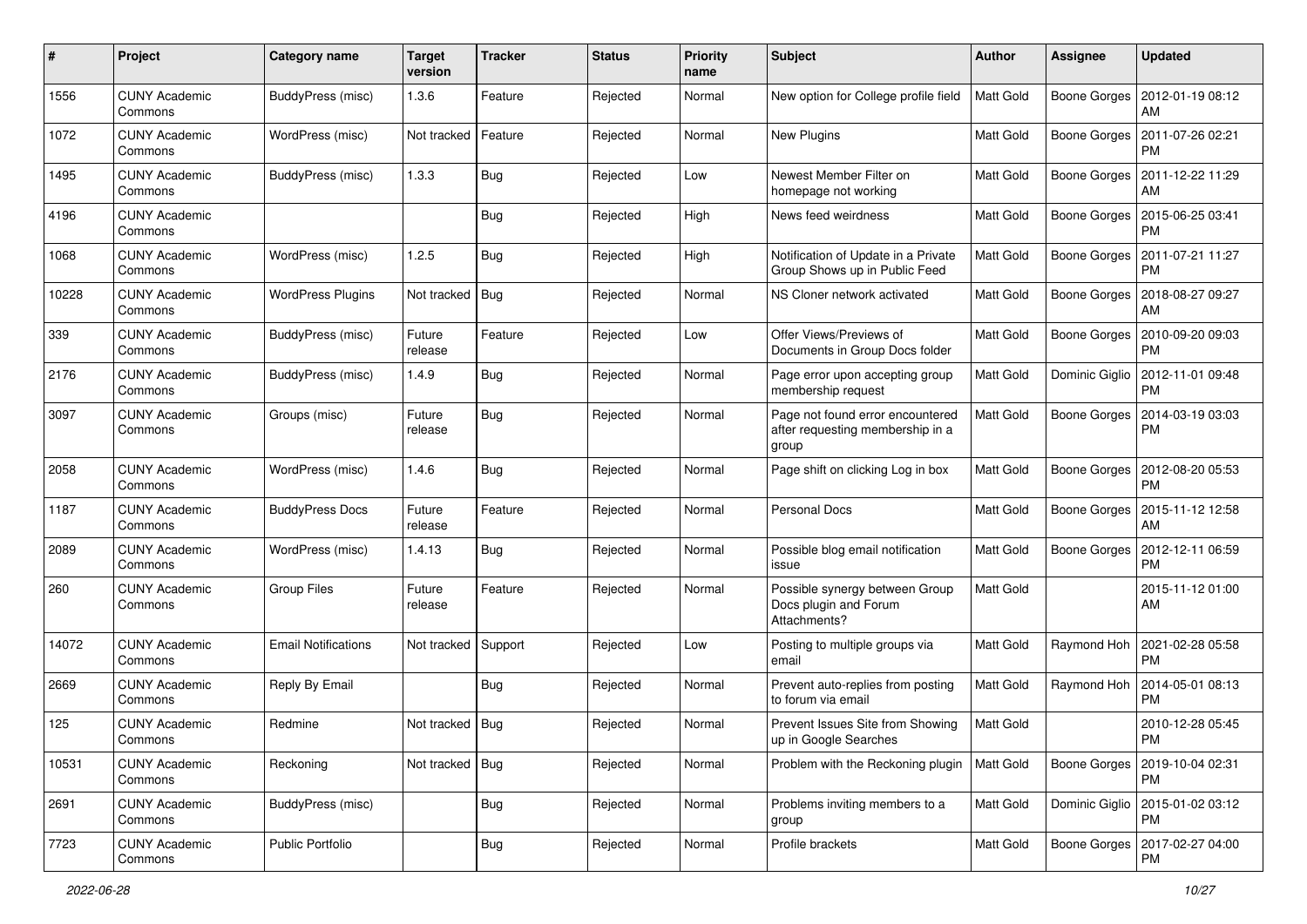| # | Project | Category name | Target version | Tracker | Status | Priority name | Subject | Author | Assignee | Updated |
|---|---|---|---|---|---|---|---|---|---|---|
| 1556 | CUNY Academic Commons | BuddyPress (misc) | 1.3.6 | Feature | Rejected | Normal | New option for College profile field | Matt Gold | Boone Gorges | 2012-01-19 08:12 AM |
| 1072 | CUNY Academic Commons | WordPress (misc) | Not tracked | Feature | Rejected | Normal | New Plugins | Matt Gold | Boone Gorges | 2011-07-26 02:21 PM |
| 1495 | CUNY Academic Commons | BuddyPress (misc) | 1.3.3 | Bug | Rejected | Low | Newest Member Filter on homepage not working | Matt Gold | Boone Gorges | 2011-12-22 11:29 AM |
| 4196 | CUNY Academic Commons | | | Bug | Rejected | High | News feed weirdness | Matt Gold | Boone Gorges | 2015-06-25 03:41 PM |
| 1068 | CUNY Academic Commons | WordPress (misc) | 1.2.5 | Bug | Rejected | High | Notification of Update in a Private Group Shows up in Public Feed | Matt Gold | Boone Gorges | 2011-07-21 11:27 PM |
| 10228 | CUNY Academic Commons | WordPress Plugins | Not tracked | Bug | Rejected | Normal | NS Cloner network activated | Matt Gold | Boone Gorges | 2018-08-27 09:27 AM |
| 339 | CUNY Academic Commons | BuddyPress (misc) | Future release | Feature | Rejected | Low | Offer Views/Previews of Documents in Group Docs folder | Matt Gold | Boone Gorges | 2010-09-20 09:03 PM |
| 2176 | CUNY Academic Commons | BuddyPress (misc) | 1.4.9 | Bug | Rejected | Normal | Page error upon accepting group membership request | Matt Gold | Dominic Giglio | 2012-11-01 09:48 PM |
| 3097 | CUNY Academic Commons | Groups (misc) | Future release | Bug | Rejected | Normal | Page not found error encountered after requesting membership in a group | Matt Gold | Boone Gorges | 2014-03-19 03:03 PM |
| 2058 | CUNY Academic Commons | WordPress (misc) | 1.4.6 | Bug | Rejected | Normal | Page shift on clicking Log in box | Matt Gold | Boone Gorges | 2012-08-20 05:53 PM |
| 1187 | CUNY Academic Commons | BuddyPress Docs | Future release | Feature | Rejected | Normal | Personal Docs | Matt Gold | Boone Gorges | 2015-11-12 12:58 AM |
| 2089 | CUNY Academic Commons | WordPress (misc) | 1.4.13 | Bug | Rejected | Normal | Possible blog email notification issue | Matt Gold | Boone Gorges | 2012-12-11 06:59 PM |
| 260 | CUNY Academic Commons | Group Files | Future release | Feature | Rejected | Normal | Possible synergy between Group Docs plugin and Forum Attachments? | Matt Gold | | 2015-11-12 01:00 AM |
| 14072 | CUNY Academic Commons | Email Notifications | Not tracked | Support | Rejected | Low | Posting to multiple groups via email | Matt Gold | Raymond Hoh | 2021-02-28 05:58 PM |
| 2669 | CUNY Academic Commons | Reply By Email | | Bug | Rejected | Normal | Prevent auto-replies from posting to forum via email | Matt Gold | Raymond Hoh | 2014-05-01 08:13 PM |
| 125 | CUNY Academic Commons | Redmine | Not tracked | Bug | Rejected | Normal | Prevent Issues Site from Showing up in Google Searches | Matt Gold | | 2010-12-28 05:45 PM |
| 10531 | CUNY Academic Commons | Reckoning | Not tracked | Bug | Rejected | Normal | Problem with the Reckoning plugin | Matt Gold | Boone Gorges | 2019-10-04 02:31 PM |
| 2691 | CUNY Academic Commons | BuddyPress (misc) | | Bug | Rejected | Normal | Problems inviting members to a group | Matt Gold | Dominic Giglio | 2015-01-02 03:12 PM |
| 7723 | CUNY Academic Commons | Public Portfolio | | Bug | Rejected | Normal | Profile brackets | Matt Gold | Boone Gorges | 2017-02-27 04:00 PM |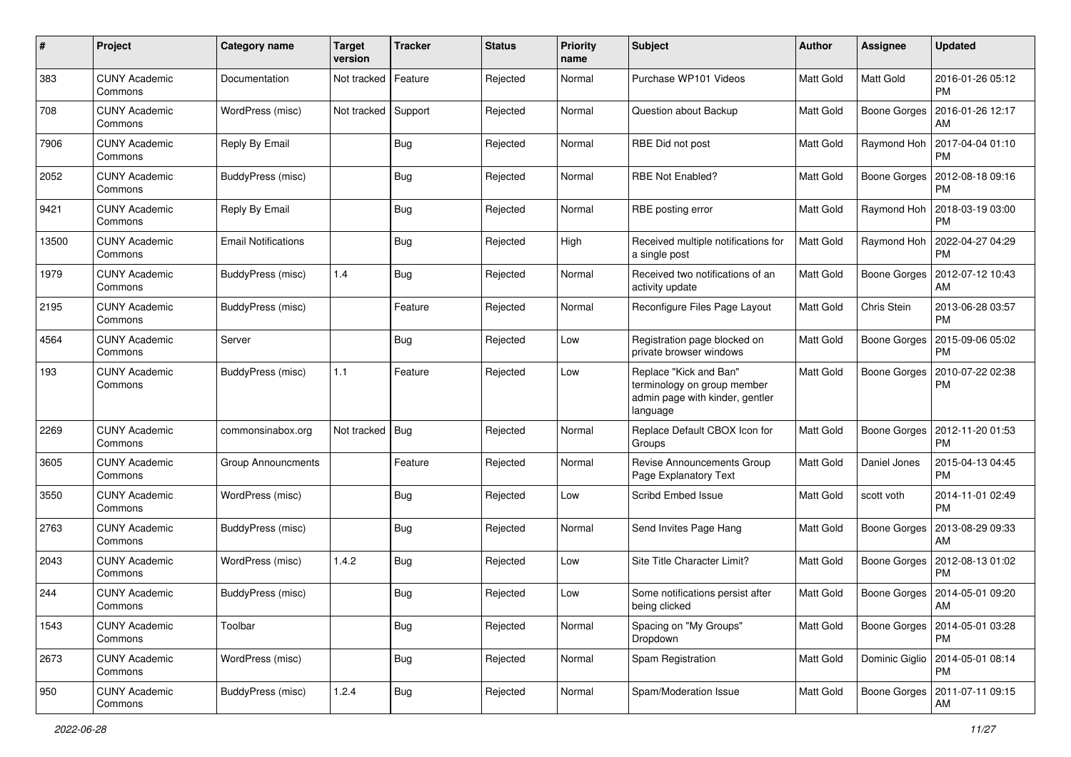| # | Project | Category name | Target version | Tracker | Status | Priority name | Subject | Author | Assignee | Updated |
|---|---|---|---|---|---|---|---|---|---|---|
| 383 | CUNY Academic Commons | Documentation | Not tracked | Feature | Rejected | Normal | Purchase WP101 Videos | Matt Gold | Matt Gold | 2016-01-26 05:12 PM |
| 708 | CUNY Academic Commons | WordPress (misc) | Not tracked | Support | Rejected | Normal | Question about Backup | Matt Gold | Boone Gorges | 2016-01-26 12:17 AM |
| 7906 | CUNY Academic Commons | Reply By Email | | Bug | Rejected | Normal | RBE Did not post | Matt Gold | Raymond Hoh | 2017-04-04 01:10 PM |
| 2052 | CUNY Academic Commons | BuddyPress (misc) | | Bug | Rejected | Normal | RBE Not Enabled? | Matt Gold | Boone Gorges | 2012-08-18 09:16 PM |
| 9421 | CUNY Academic Commons | Reply By Email | | Bug | Rejected | Normal | RBE posting error | Matt Gold | Raymond Hoh | 2018-03-19 03:00 PM |
| 13500 | CUNY Academic Commons | Email Notifications | | Bug | Rejected | High | Received multiple notifications for a single post | Matt Gold | Raymond Hoh | 2022-04-27 04:29 PM |
| 1979 | CUNY Academic Commons | BuddyPress (misc) | 1.4 | Bug | Rejected | Normal | Received two notifications of an activity update | Matt Gold | Boone Gorges | 2012-07-12 10:43 AM |
| 2195 | CUNY Academic Commons | BuddyPress (misc) | | Feature | Rejected | Normal | Reconfigure Files Page Layout | Matt Gold | Chris Stein | 2013-06-28 03:57 PM |
| 4564 | CUNY Academic Commons | Server | | Bug | Rejected | Low | Registration page blocked on private browser windows | Matt Gold | Boone Gorges | 2015-09-06 05:02 PM |
| 193 | CUNY Academic Commons | BuddyPress (misc) | 1.1 | Feature | Rejected | Low | Replace "Kick and Ban" terminology on group member admin page with kinder, gentler language | Matt Gold | Boone Gorges | 2010-07-22 02:38 PM |
| 2269 | CUNY Academic Commons | commonsinabox.org | Not tracked | Bug | Rejected | Normal | Replace Default CBOX Icon for Groups | Matt Gold | Boone Gorges | 2012-11-20 01:53 PM |
| 3605 | CUNY Academic Commons | Group Announcments | | Feature | Rejected | Normal | Revise Announcements Group Page Explanatory Text | Matt Gold | Daniel Jones | 2015-04-13 04:45 PM |
| 3550 | CUNY Academic Commons | WordPress (misc) | | Bug | Rejected | Low | Scribd Embed Issue | Matt Gold | scott voth | 2014-11-01 02:49 PM |
| 2763 | CUNY Academic Commons | BuddyPress (misc) | | Bug | Rejected | Normal | Send Invites Page Hang | Matt Gold | Boone Gorges | 2013-08-29 09:33 AM |
| 2043 | CUNY Academic Commons | WordPress (misc) | 1.4.2 | Bug | Rejected | Low | Site Title Character Limit? | Matt Gold | Boone Gorges | 2012-08-13 01:02 PM |
| 244 | CUNY Academic Commons | BuddyPress (misc) | | Bug | Rejected | Low | Some notifications persist after being clicked | Matt Gold | Boone Gorges | 2014-05-01 09:20 AM |
| 1543 | CUNY Academic Commons | Toolbar | | Bug | Rejected | Normal | Spacing on "My Groups" Dropdown | Matt Gold | Boone Gorges | 2014-05-01 03:28 PM |
| 2673 | CUNY Academic Commons | WordPress (misc) | | Bug | Rejected | Normal | Spam Registration | Matt Gold | Dominic Giglio | 2014-05-01 08:14 PM |
| 950 | CUNY Academic Commons | BuddyPress (misc) | 1.2.4 | Bug | Rejected | Normal | Spam/Moderation Issue | Matt Gold | Boone Gorges | 2011-07-11 09:15 AM |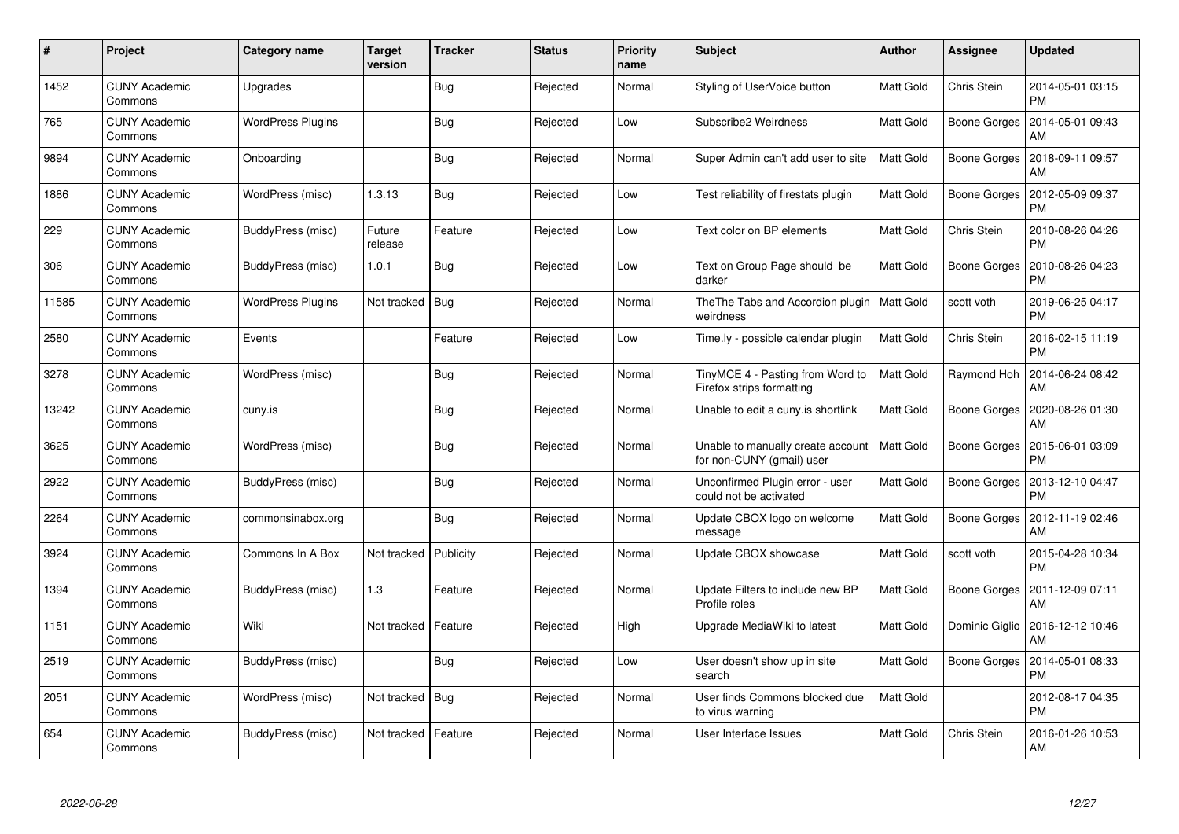| # | Project | Category name | Target version | Tracker | Status | Priority name | Subject | Author | Assignee | Updated |
|---|---|---|---|---|---|---|---|---|---|---|
| 1452 | CUNY Academic Commons | Upgrades | | Bug | Rejected | Normal | Styling of UserVoice button | Matt Gold | Chris Stein | 2014-05-01 03:15 PM |
| 765 | CUNY Academic Commons | WordPress Plugins | | Bug | Rejected | Low | Subscribe2 Weirdness | Matt Gold | Boone Gorges | 2014-05-01 09:43 AM |
| 9894 | CUNY Academic Commons | Onboarding | | Bug | Rejected | Normal | Super Admin can't add user to site | Matt Gold | Boone Gorges | 2018-09-11 09:57 AM |
| 1886 | CUNY Academic Commons | WordPress (misc) | 1.3.13 | Bug | Rejected | Low | Test reliability of firestats plugin | Matt Gold | Boone Gorges | 2012-05-09 09:37 PM |
| 229 | CUNY Academic Commons | BuddyPress (misc) | Future release | Feature | Rejected | Low | Text color on BP elements | Matt Gold | Chris Stein | 2010-08-26 04:26 PM |
| 306 | CUNY Academic Commons | BuddyPress (misc) | 1.0.1 | Bug | Rejected | Low | Text on Group Page should be darker | Matt Gold | Boone Gorges | 2010-08-26 04:23 PM |
| 11585 | CUNY Academic Commons | WordPress Plugins | Not tracked | Bug | Rejected | Normal | TheThe Tabs and Accordion plugin weirdness | Matt Gold | scott voth | 2019-06-25 04:17 PM |
| 2580 | CUNY Academic Commons | Events | | Feature | Rejected | Low | Time.ly - possible calendar plugin | Matt Gold | Chris Stein | 2016-02-15 11:19 PM |
| 3278 | CUNY Academic Commons | WordPress (misc) | | Bug | Rejected | Normal | TinyMCE 4 - Pasting from Word to Firefox strips formatting | Matt Gold | Raymond Hoh | 2014-06-24 08:42 AM |
| 13242 | CUNY Academic Commons | cuny.is | | Bug | Rejected | Normal | Unable to edit a cuny.is shortlink | Matt Gold | Boone Gorges | 2020-08-26 01:30 AM |
| 3625 | CUNY Academic Commons | WordPress (misc) | | Bug | Rejected | Normal | Unable to manually create account for non-CUNY (gmail) user | Matt Gold | Boone Gorges | 2015-06-01 03:09 PM |
| 2922 | CUNY Academic Commons | BuddyPress (misc) | | Bug | Rejected | Normal | Unconfirmed Plugin error - user could not be activated | Matt Gold | Boone Gorges | 2013-12-10 04:47 PM |
| 2264 | CUNY Academic Commons | commonsinabox.org | | Bug | Rejected | Normal | Update CBOX logo on welcome message | Matt Gold | Boone Gorges | 2012-11-19 02:46 AM |
| 3924 | CUNY Academic Commons | Commons In A Box | Not tracked | Publicity | Rejected | Normal | Update CBOX showcase | Matt Gold | scott voth | 2015-04-28 10:34 PM |
| 1394 | CUNY Academic Commons | BuddyPress (misc) | 1.3 | Feature | Rejected | Normal | Update Filters to include new BP Profile roles | Matt Gold | Boone Gorges | 2011-12-09 07:11 AM |
| 1151 | CUNY Academic Commons | Wiki | Not tracked | Feature | Rejected | High | Upgrade MediaWiki to latest | Matt Gold | Dominic Giglio | 2016-12-12 10:46 AM |
| 2519 | CUNY Academic Commons | BuddyPress (misc) | | Bug | Rejected | Low | User doesn't show up in site search | Matt Gold | Boone Gorges | 2014-05-01 08:33 PM |
| 2051 | CUNY Academic Commons | WordPress (misc) | Not tracked | Bug | Rejected | Normal | User finds Commons blocked due to virus warning | Matt Gold | | 2012-08-17 04:35 PM |
| 654 | CUNY Academic Commons | BuddyPress (misc) | Not tracked | Feature | Rejected | Normal | User Interface Issues | Matt Gold | Chris Stein | 2016-01-26 10:53 AM |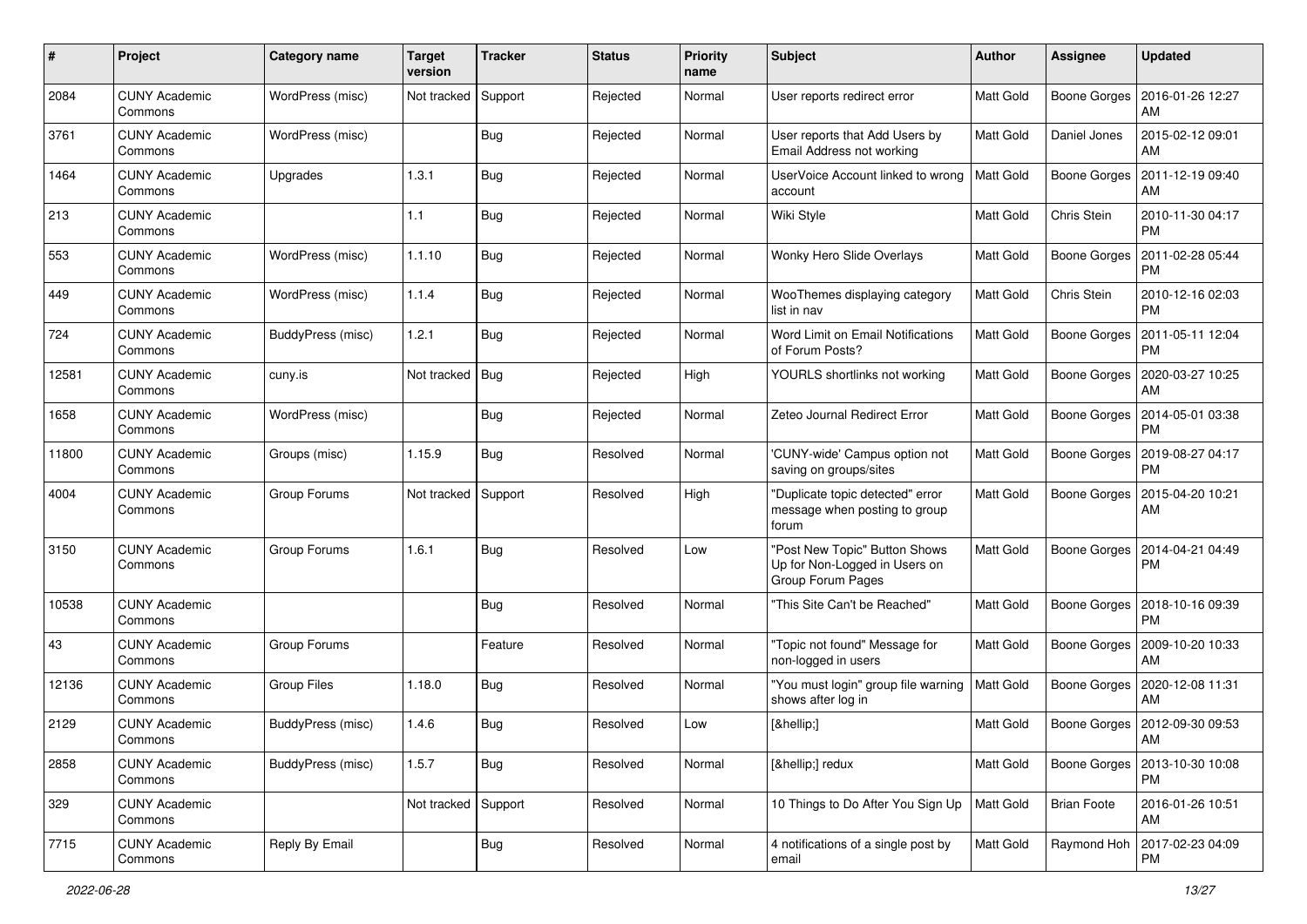| # | Project | Category name | Target version | Tracker | Status | Priority name | Subject | Author | Assignee | Updated |
|---|---|---|---|---|---|---|---|---|---|---|
| 2084 | CUNY Academic Commons | WordPress (misc) | Not tracked | Support | Rejected | Normal | User reports redirect error | Matt Gold | Boone Gorges | 2016-01-26 12:27 AM |
| 3761 | CUNY Academic Commons | WordPress (misc) | | Bug | Rejected | Normal | User reports that Add Users by Email Address not working | Matt Gold | Daniel Jones | 2015-02-12 09:01 AM |
| 1464 | CUNY Academic Commons | Upgrades | 1.3.1 | Bug | Rejected | Normal | UserVoice Account linked to wrong account | Matt Gold | Boone Gorges | 2011-12-19 09:40 AM |
| 213 | CUNY Academic Commons | | 1.1 | Bug | Rejected | Normal | Wiki Style | Matt Gold | Chris Stein | 2010-11-30 04:17 PM |
| 553 | CUNY Academic Commons | WordPress (misc) | 1.1.10 | Bug | Rejected | Normal | Wonky Hero Slide Overlays | Matt Gold | Boone Gorges | 2011-02-28 05:44 PM |
| 449 | CUNY Academic Commons | WordPress (misc) | 1.1.4 | Bug | Rejected | Normal | WooThemes displaying category list in nav | Matt Gold | Chris Stein | 2010-12-16 02:03 PM |
| 724 | CUNY Academic Commons | BuddyPress (misc) | 1.2.1 | Bug | Rejected | Normal | Word Limit on Email Notifications of Forum Posts? | Matt Gold | Boone Gorges | 2011-05-11 12:04 PM |
| 12581 | CUNY Academic Commons | cuny.is | Not tracked | Bug | Rejected | High | YOURLS shortlinks not working | Matt Gold | Boone Gorges | 2020-03-27 10:25 AM |
| 1658 | CUNY Academic Commons | WordPress (misc) | | Bug | Rejected | Normal | Zeteo Journal Redirect Error | Matt Gold | Boone Gorges | 2014-05-01 03:38 PM |
| 11800 | CUNY Academic Commons | Groups (misc) | 1.15.9 | Bug | Resolved | Normal | 'CUNY-wide' Campus option not saving on groups/sites | Matt Gold | Boone Gorges | 2019-08-27 04:17 PM |
| 4004 | CUNY Academic Commons | Group Forums | Not tracked | Support | Resolved | High | "Duplicate topic detected" error message when posting to group forum | Matt Gold | Boone Gorges | 2015-04-20 10:21 AM |
| 3150 | CUNY Academic Commons | Group Forums | 1.6.1 | Bug | Resolved | Low | "Post New Topic" Button Shows Up for Non-Logged in Users on Group Forum Pages | Matt Gold | Boone Gorges | 2014-04-21 04:49 PM |
| 10538 | CUNY Academic Commons | | | Bug | Resolved | Normal | "This Site Can't be Reached" | Matt Gold | Boone Gorges | 2018-10-16 09:39 PM |
| 43 | CUNY Academic Commons | Group Forums | | Feature | Resolved | Normal | "Topic not found" Message for non-logged in users | Matt Gold | Boone Gorges | 2009-10-20 10:33 AM |
| 12136 | CUNY Academic Commons | Group Files | 1.18.0 | Bug | Resolved | Normal | "You must login" group file warning shows after log in | Matt Gold | Boone Gorges | 2020-12-08 11:31 AM |
| 2129 | CUNY Academic Commons | BuddyPress (misc) | 1.4.6 | Bug | Resolved | Low | [&hellip;] | Matt Gold | Boone Gorges | 2012-09-30 09:53 AM |
| 2858 | CUNY Academic Commons | BuddyPress (misc) | 1.5.7 | Bug | Resolved | Normal | [&hellip;] redux | Matt Gold | Boone Gorges | 2013-10-30 10:08 PM |
| 329 | CUNY Academic Commons | | Not tracked | Support | Resolved | Normal | 10 Things to Do After You Sign Up | Matt Gold | Brian Foote | 2016-01-26 10:51 AM |
| 7715 | CUNY Academic Commons | Reply By Email | | Bug | Resolved | Normal | 4 notifications of a single post by email | Matt Gold | Raymond Hoh | 2017-02-23 04:09 PM |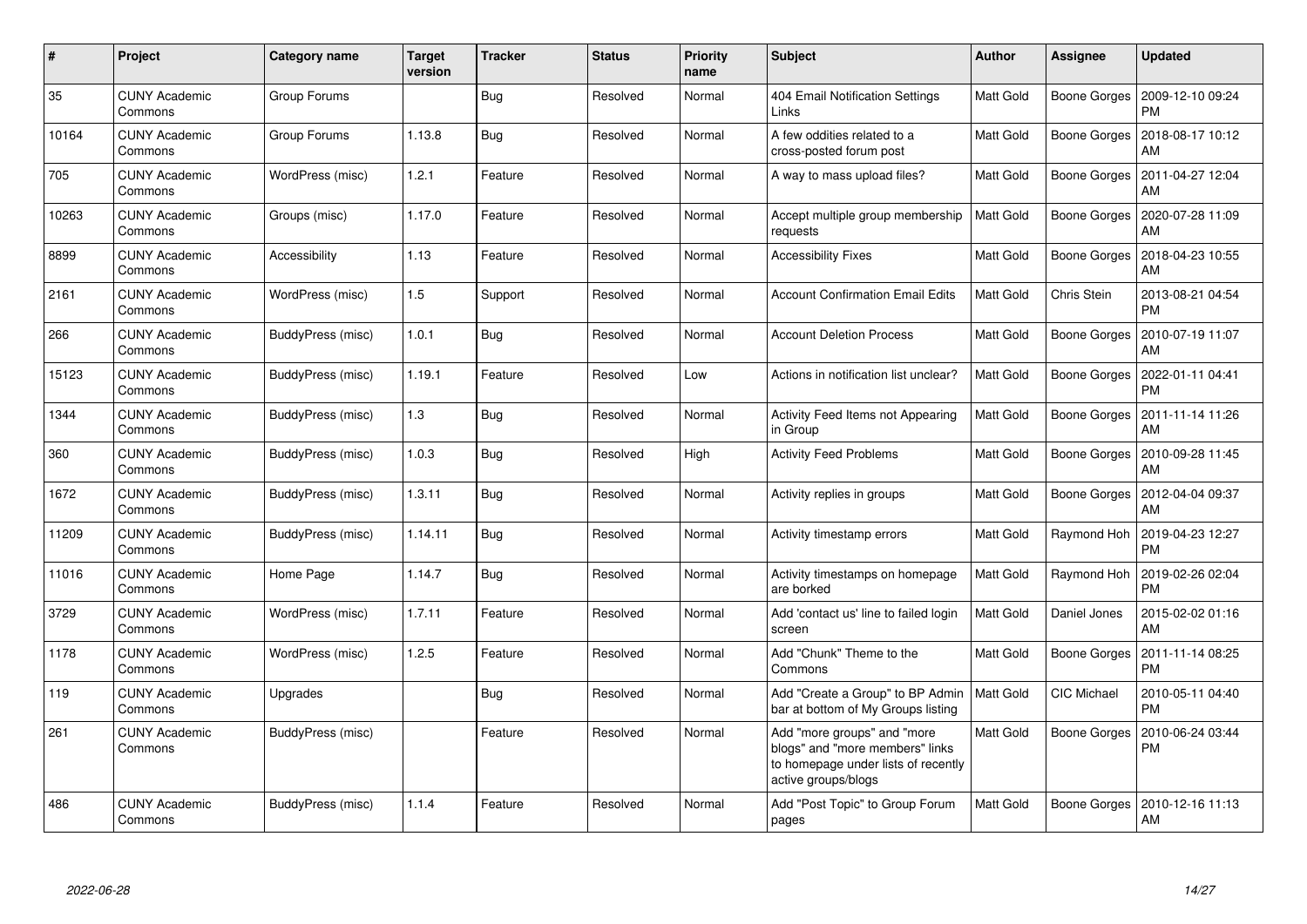| # | Project | Category name | Target version | Tracker | Status | Priority name | Subject | Author | Assignee | Updated |
|---|---|---|---|---|---|---|---|---|---|---|
| 35 | CUNY Academic Commons | Group Forums | | Bug | Resolved | Normal | 404 Email Notification Settings Links | Matt Gold | Boone Gorges | 2009-12-10 09:24 PM |
| 10164 | CUNY Academic Commons | Group Forums | 1.13.8 | Bug | Resolved | Normal | A few oddities related to a cross-posted forum post | Matt Gold | Boone Gorges | 2018-08-17 10:12 AM |
| 705 | CUNY Academic Commons | WordPress (misc) | 1.2.1 | Feature | Resolved | Normal | A way to mass upload files? | Matt Gold | Boone Gorges | 2011-04-27 12:04 AM |
| 10263 | CUNY Academic Commons | Groups (misc) | 1.17.0 | Feature | Resolved | Normal | Accept multiple group membership requests | Matt Gold | Boone Gorges | 2020-07-28 11:09 AM |
| 8899 | CUNY Academic Commons | Accessibility | 1.13 | Feature | Resolved | Normal | Accessibility Fixes | Matt Gold | Boone Gorges | 2018-04-23 10:55 AM |
| 2161 | CUNY Academic Commons | WordPress (misc) | 1.5 | Support | Resolved | Normal | Account Confirmation Email Edits | Matt Gold | Chris Stein | 2013-08-21 04:54 PM |
| 266 | CUNY Academic Commons | BuddyPress (misc) | 1.0.1 | Bug | Resolved | Normal | Account Deletion Process | Matt Gold | Boone Gorges | 2010-07-19 11:07 AM |
| 15123 | CUNY Academic Commons | BuddyPress (misc) | 1.19.1 | Feature | Resolved | Low | Actions in notification list unclear? | Matt Gold | Boone Gorges | 2022-01-11 04:41 PM |
| 1344 | CUNY Academic Commons | BuddyPress (misc) | 1.3 | Bug | Resolved | Normal | Activity Feed Items not Appearing in Group | Matt Gold | Boone Gorges | 2011-11-14 11:26 AM |
| 360 | CUNY Academic Commons | BuddyPress (misc) | 1.0.3 | Bug | Resolved | High | Activity Feed Problems | Matt Gold | Boone Gorges | 2010-09-28 11:45 AM |
| 1672 | CUNY Academic Commons | BuddyPress (misc) | 1.3.11 | Bug | Resolved | Normal | Activity replies in groups | Matt Gold | Boone Gorges | 2012-04-04 09:37 AM |
| 11209 | CUNY Academic Commons | BuddyPress (misc) | 1.14.11 | Bug | Resolved | Normal | Activity timestamp errors | Matt Gold | Raymond Hoh | 2019-04-23 12:27 PM |
| 11016 | CUNY Academic Commons | Home Page | 1.14.7 | Bug | Resolved | Normal | Activity timestamps on homepage are borked | Matt Gold | Raymond Hoh | 2019-02-26 02:04 PM |
| 3729 | CUNY Academic Commons | WordPress (misc) | 1.7.11 | Feature | Resolved | Normal | Add 'contact us' line to failed login screen | Matt Gold | Daniel Jones | 2015-02-02 01:16 AM |
| 1178 | CUNY Academic Commons | WordPress (misc) | 1.2.5 | Feature | Resolved | Normal | Add "Chunk" Theme to the Commons | Matt Gold | Boone Gorges | 2011-11-14 08:25 PM |
| 119 | CUNY Academic Commons | Upgrades | | Bug | Resolved | Normal | Add "Create a Group" to BP Admin bar at bottom of My Groups listing | Matt Gold | CIC Michael | 2010-05-11 04:40 PM |
| 261 | CUNY Academic Commons | BuddyPress (misc) | | Feature | Resolved | Normal | Add "more groups" and "more blogs" and "more members" links to homepage under lists of recently active groups/blogs | Matt Gold | Boone Gorges | 2010-06-24 03:44 PM |
| 486 | CUNY Academic Commons | BuddyPress (misc) | 1.1.4 | Feature | Resolved | Normal | Add "Post Topic" to Group Forum pages | Matt Gold | Boone Gorges | 2010-12-16 11:13 AM |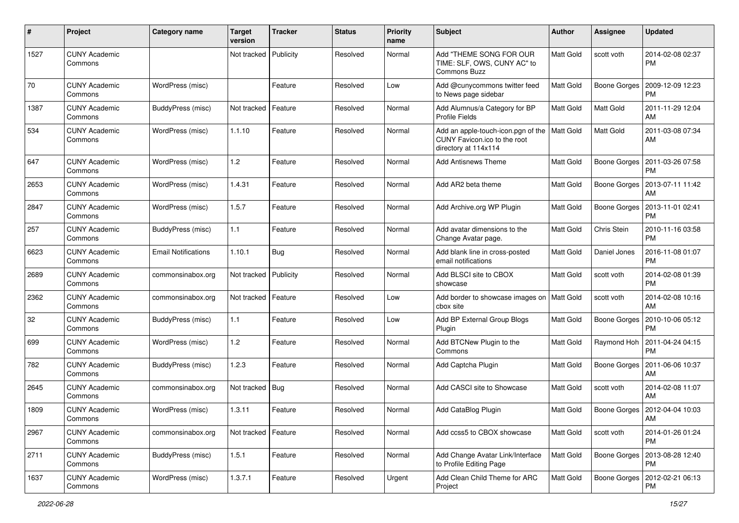| # | Project | Category name | Target version | Tracker | Status | Priority name | Subject | Author | Assignee | Updated |
|---|---|---|---|---|---|---|---|---|---|---|
| 1527 | CUNY Academic Commons | | Not tracked | Publicity | Resolved | Normal | Add "THEME SONG FOR OUR TIME: SLF, OWS, CUNY AC" to Commons Buzz | Matt Gold | scott voth | 2014-02-08 02:37 PM |
| 70 | CUNY Academic Commons | WordPress (misc) | | Feature | Resolved | Low | Add @cunycommons twitter feed to News page sidebar | Matt Gold | Boone Gorges | 2009-12-09 12:23 PM |
| 1387 | CUNY Academic Commons | BuddyPress (misc) | Not tracked | Feature | Resolved | Normal | Add Alumnus/a Category for BP Profile Fields | Matt Gold | Matt Gold | 2011-11-29 12:04 AM |
| 534 | CUNY Academic Commons | WordPress (misc) | 1.1.10 | Feature | Resolved | Normal | Add an apple-touch-icon.pgn of the CUNY Favicon.ico to the root directory at 114x114 | Matt Gold | Matt Gold | 2011-03-08 07:34 AM |
| 647 | CUNY Academic Commons | WordPress (misc) | 1.2 | Feature | Resolved | Normal | Add Antisnews Theme | Matt Gold | Boone Gorges | 2011-03-26 07:58 PM |
| 2653 | CUNY Academic Commons | WordPress (misc) | 1.4.31 | Feature | Resolved | Normal | Add AR2 beta theme | Matt Gold | Boone Gorges | 2013-07-11 11:42 AM |
| 2847 | CUNY Academic Commons | WordPress (misc) | 1.5.7 | Feature | Resolved | Normal | Add Archive.org WP Plugin | Matt Gold | Boone Gorges | 2013-11-01 02:41 PM |
| 257 | CUNY Academic Commons | BuddyPress (misc) | 1.1 | Feature | Resolved | Normal | Add avatar dimensions to the Change Avatar page. | Matt Gold | Chris Stein | 2010-11-16 03:58 PM |
| 6623 | CUNY Academic Commons | Email Notifications | 1.10.1 | Bug | Resolved | Normal | Add blank line in cross-posted email notifications | Matt Gold | Daniel Jones | 2016-11-08 01:07 PM |
| 2689 | CUNY Academic Commons | commonsinabox.org | Not tracked | Publicity | Resolved | Normal | Add BLSCI site to CBOX showcase | Matt Gold | scott voth | 2014-02-08 01:39 PM |
| 2362 | CUNY Academic Commons | commonsinabox.org | Not tracked | Feature | Resolved | Low | Add border to showcase images on cbox site | Matt Gold | scott voth | 2014-02-08 10:16 AM |
| 32 | CUNY Academic Commons | BuddyPress (misc) | 1.1 | Feature | Resolved | Low | Add BP External Group Blogs Plugin | Matt Gold | Boone Gorges | 2010-10-06 05:12 PM |
| 699 | CUNY Academic Commons | WordPress (misc) | 1.2 | Feature | Resolved | Normal | Add BTCNew Plugin to the Commons | Matt Gold | Raymond Hoh | 2011-04-24 04:15 PM |
| 782 | CUNY Academic Commons | BuddyPress (misc) | 1.2.3 | Feature | Resolved | Normal | Add Captcha Plugin | Matt Gold | Boone Gorges | 2011-06-06 10:37 AM |
| 2645 | CUNY Academic Commons | commonsinabox.org | Not tracked | Bug | Resolved | Normal | Add CASCI site to Showcase | Matt Gold | scott voth | 2014-02-08 11:07 AM |
| 1809 | CUNY Academic Commons | WordPress (misc) | 1.3.11 | Feature | Resolved | Normal | Add CataBlog Plugin | Matt Gold | Boone Gorges | 2012-04-04 10:03 AM |
| 2967 | CUNY Academic Commons | commonsinabox.org | Not tracked | Feature | Resolved | Normal | Add ccss5 to CBOX showcase | Matt Gold | scott voth | 2014-01-26 01:24 PM |
| 2711 | CUNY Academic Commons | BuddyPress (misc) | 1.5.1 | Feature | Resolved | Normal | Add Change Avatar Link/Interface to Profile Editing Page | Matt Gold | Boone Gorges | 2013-08-28 12:40 PM |
| 1637 | CUNY Academic Commons | WordPress (misc) | 1.3.7.1 | Feature | Resolved | Urgent | Add Clean Child Theme for ARC Project | Matt Gold | Boone Gorges | 2012-02-21 06:13 PM |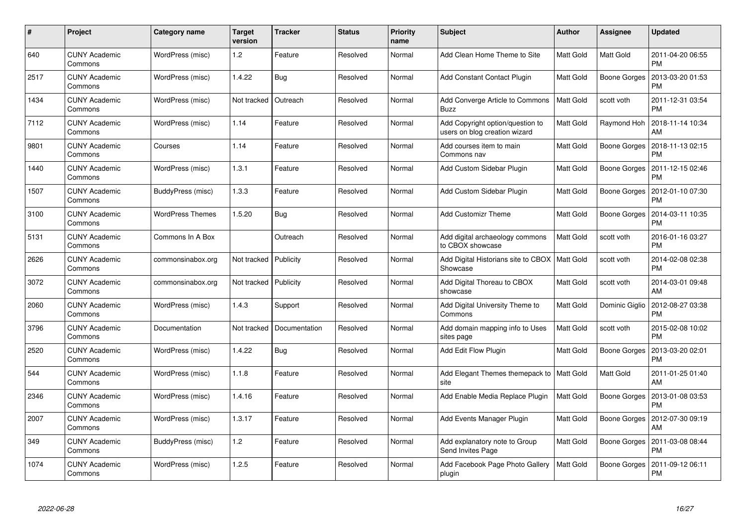| # | Project | Category name | Target version | Tracker | Status | Priority name | Subject | Author | Assignee | Updated |
|---|---|---|---|---|---|---|---|---|---|---|
| 640 | CUNY Academic Commons | WordPress (misc) | 1.2 | Feature | Resolved | Normal | Add Clean Home Theme to Site | Matt Gold | Matt Gold | 2011-04-20 06:55 PM |
| 2517 | CUNY Academic Commons | WordPress (misc) | 1.4.22 | Bug | Resolved | Normal | Add Constant Contact Plugin | Matt Gold | Boone Gorges | 2013-03-20 01:53 PM |
| 1434 | CUNY Academic Commons | WordPress (misc) | Not tracked | Outreach | Resolved | Normal | Add Converge Article to Commons Buzz | Matt Gold | scott voth | 2011-12-31 03:54 PM |
| 7112 | CUNY Academic Commons | WordPress (misc) | 1.14 | Feature | Resolved | Normal | Add Copyright option/question to users on blog creation wizard | Matt Gold | Raymond Hoh | 2018-11-14 10:34 AM |
| 9801 | CUNY Academic Commons | Courses | 1.14 | Feature | Resolved | Normal | Add courses item to main Commons nav | Matt Gold | Boone Gorges | 2018-11-13 02:15 PM |
| 1440 | CUNY Academic Commons | WordPress (misc) | 1.3.1 | Feature | Resolved | Normal | Add Custom Sidebar Plugin | Matt Gold | Boone Gorges | 2011-12-15 02:46 PM |
| 1507 | CUNY Academic Commons | BuddyPress (misc) | 1.3.3 | Feature | Resolved | Normal | Add Custom Sidebar Plugin | Matt Gold | Boone Gorges | 2012-01-10 07:30 PM |
| 3100 | CUNY Academic Commons | WordPress Themes | 1.5.20 | Bug | Resolved | Normal | Add Customizr Theme | Matt Gold | Boone Gorges | 2014-03-11 10:35 PM |
| 5131 | CUNY Academic Commons | Commons In A Box | | Outreach | Resolved | Normal | Add digital archaeology commons to CBOX showcase | Matt Gold | scott voth | 2016-01-16 03:27 PM |
| 2626 | CUNY Academic Commons | commonsinabox.org | Not tracked | Publicity | Resolved | Normal | Add Digital Historians site to CBOX Showcase | Matt Gold | scott voth | 2014-02-08 02:38 PM |
| 3072 | CUNY Academic Commons | commonsinabox.org | Not tracked | Publicity | Resolved | Normal | Add Digital Thoreau to CBOX showcase | Matt Gold | scott voth | 2014-03-01 09:48 AM |
| 2060 | CUNY Academic Commons | WordPress (misc) | 1.4.3 | Support | Resolved | Normal | Add Digital University Theme to Commons | Matt Gold | Dominic Giglio | 2012-08-27 03:38 PM |
| 3796 | CUNY Academic Commons | Documentation | Not tracked | Documentation | Resolved | Normal | Add domain mapping info to Uses sites page | Matt Gold | scott voth | 2015-02-08 10:02 PM |
| 2520 | CUNY Academic Commons | WordPress (misc) | 1.4.22 | Bug | Resolved | Normal | Add Edit Flow Plugin | Matt Gold | Boone Gorges | 2013-03-20 02:01 PM |
| 544 | CUNY Academic Commons | WordPress (misc) | 1.1.8 | Feature | Resolved | Normal | Add Elegant Themes themepack to site | Matt Gold | Matt Gold | 2011-01-25 01:40 AM |
| 2346 | CUNY Academic Commons | WordPress (misc) | 1.4.16 | Feature | Resolved | Normal | Add Enable Media Replace Plugin | Matt Gold | Boone Gorges | 2013-01-08 03:53 PM |
| 2007 | CUNY Academic Commons | WordPress (misc) | 1.3.17 | Feature | Resolved | Normal | Add Events Manager Plugin | Matt Gold | Boone Gorges | 2012-07-30 09:19 AM |
| 349 | CUNY Academic Commons | BuddyPress (misc) | 1.2 | Feature | Resolved | Normal | Add explanatory note to Group Send Invites Page | Matt Gold | Boone Gorges | 2011-03-08 08:44 PM |
| 1074 | CUNY Academic Commons | WordPress (misc) | 1.2.5 | Feature | Resolved | Normal | Add Facebook Page Photo Gallery plugin | Matt Gold | Boone Gorges | 2011-09-12 06:11 PM |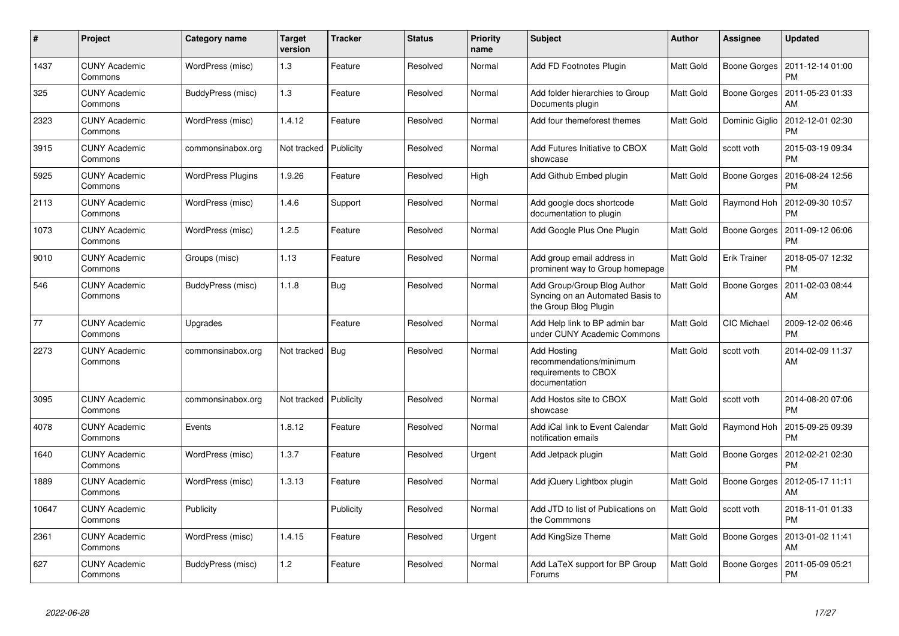| # | Project | Category name | Target version | Tracker | Status | Priority name | Subject | Author | Assignee | Updated |
|---|---|---|---|---|---|---|---|---|---|---|
| 1437 | CUNY Academic Commons | WordPress (misc) | 1.3 | Feature | Resolved | Normal | Add FD Footnotes Plugin | Matt Gold | Boone Gorges | 2011-12-14 01:00 PM |
| 325 | CUNY Academic Commons | BuddyPress (misc) | 1.3 | Feature | Resolved | Normal | Add folder hierarchies to Group Documents plugin | Matt Gold | Boone Gorges | 2011-05-23 01:33 AM |
| 2323 | CUNY Academic Commons | WordPress (misc) | 1.4.12 | Feature | Resolved | Normal | Add four themeforest themes | Matt Gold | Dominic Giglio | 2012-12-01 02:30 PM |
| 3915 | CUNY Academic Commons | commonsinabox.org | Not tracked | Publicity | Resolved | Normal | Add Futures Initiative to CBOX showcase | Matt Gold | scott voth | 2015-03-19 09:34 PM |
| 5925 | CUNY Academic Commons | WordPress Plugins | 1.9.26 | Feature | Resolved | High | Add Github Embed plugin | Matt Gold | Boone Gorges | 2016-08-24 12:56 PM |
| 2113 | CUNY Academic Commons | WordPress (misc) | 1.4.6 | Support | Resolved | Normal | Add google docs shortcode documentation to plugin | Matt Gold | Raymond Hoh | 2012-09-30 10:57 PM |
| 1073 | CUNY Academic Commons | WordPress (misc) | 1.2.5 | Feature | Resolved | Normal | Add Google Plus One Plugin | Matt Gold | Boone Gorges | 2011-09-12 06:06 PM |
| 9010 | CUNY Academic Commons | Groups (misc) | 1.13 | Feature | Resolved | Normal | Add group email address in prominent way to Group homepage | Matt Gold | Erik Trainer | 2018-05-07 12:32 PM |
| 546 | CUNY Academic Commons | BuddyPress (misc) | 1.1.8 | Bug | Resolved | Normal | Add Group/Group Blog Author Syncing on an Automated Basis to the Group Blog Plugin | Matt Gold | Boone Gorges | 2011-02-03 08:44 AM |
| 77 | CUNY Academic Commons | Upgrades | | Feature | Resolved | Normal | Add Help link to BP admin bar under CUNY Academic Commons | Matt Gold | CIC Michael | 2009-12-02 06:46 PM |
| 2273 | CUNY Academic Commons | commonsinabox.org | Not tracked | Bug | Resolved | Normal | Add Hosting recommendations/minimum requirements to CBOX documentation | Matt Gold | scott voth | 2014-02-09 11:37 AM |
| 3095 | CUNY Academic Commons | commonsinabox.org | Not tracked | Publicity | Resolved | Normal | Add Hostos site to CBOX showcase | Matt Gold | scott voth | 2014-08-20 07:06 PM |
| 4078 | CUNY Academic Commons | Events | 1.8.12 | Feature | Resolved | Normal | Add iCal link to Event Calendar notification emails | Matt Gold | Raymond Hoh | 2015-09-25 09:39 PM |
| 1640 | CUNY Academic Commons | WordPress (misc) | 1.3.7 | Feature | Resolved | Urgent | Add Jetpack plugin | Matt Gold | Boone Gorges | 2012-02-21 02:30 PM |
| 1889 | CUNY Academic Commons | WordPress (misc) | 1.3.13 | Feature | Resolved | Normal | Add jQuery Lightbox plugin | Matt Gold | Boone Gorges | 2012-05-17 11:11 AM |
| 10647 | CUNY Academic Commons | Publicity | | Publicity | Resolved | Normal | Add JTD to list of Publications on the Commmons | Matt Gold | scott voth | 2018-11-01 01:33 PM |
| 2361 | CUNY Academic Commons | WordPress (misc) | 1.4.15 | Feature | Resolved | Urgent | Add KingSize Theme | Matt Gold | Boone Gorges | 2013-01-02 11:41 AM |
| 627 | CUNY Academic Commons | BuddyPress (misc) | 1.2 | Feature | Resolved | Normal | Add LaTeX support for BP Group Forums | Matt Gold | Boone Gorges | 2011-05-09 05:21 PM |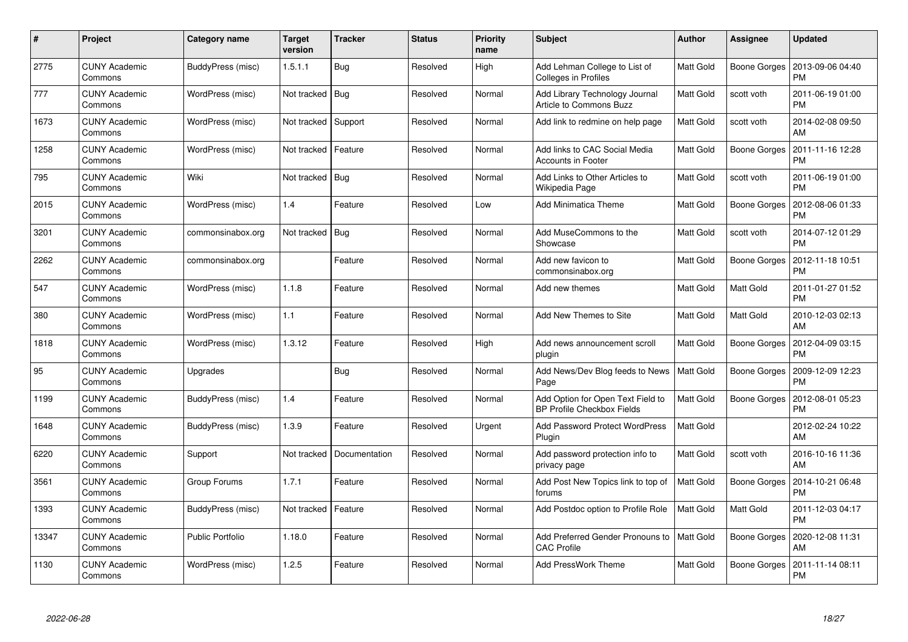| # | Project | Category name | Target version | Tracker | Status | Priority name | Subject | Author | Assignee | Updated |
|---|---|---|---|---|---|---|---|---|---|---|
| 2775 | CUNY Academic Commons | BuddyPress (misc) | 1.5.1.1 | Bug | Resolved | High | Add Lehman College to List of Colleges in Profiles | Matt Gold | Boone Gorges | 2013-09-06 04:40 PM |
| 777 | CUNY Academic Commons | WordPress (misc) | Not tracked | Bug | Resolved | Normal | Add Library Technology Journal Article to Commons Buzz | Matt Gold | scott voth | 2011-06-19 01:00 PM |
| 1673 | CUNY Academic Commons | WordPress (misc) | Not tracked | Support | Resolved | Normal | Add link to redmine on help page | Matt Gold | scott voth | 2014-02-08 09:50 AM |
| 1258 | CUNY Academic Commons | WordPress (misc) | Not tracked | Feature | Resolved | Normal | Add links to CAC Social Media Accounts in Footer | Matt Gold | Boone Gorges | 2011-11-16 12:28 PM |
| 795 | CUNY Academic Commons | Wiki | Not tracked | Bug | Resolved | Normal | Add Links to Other Articles to Wikipedia Page | Matt Gold | scott voth | 2011-06-19 01:00 PM |
| 2015 | CUNY Academic Commons | WordPress (misc) | 1.4 | Feature | Resolved | Low | Add Minimatica Theme | Matt Gold | Boone Gorges | 2012-08-06 01:33 PM |
| 3201 | CUNY Academic Commons | commonsinabox.org | Not tracked | Bug | Resolved | Normal | Add MuseCommons to the Showcase | Matt Gold | scott voth | 2014-07-12 01:29 PM |
| 2262 | CUNY Academic Commons | commonsinabox.org | | Feature | Resolved | Normal | Add new favicon to commonsinabox.org | Matt Gold | Boone Gorges | 2012-11-18 10:51 PM |
| 547 | CUNY Academic Commons | WordPress (misc) | 1.1.8 | Feature | Resolved | Normal | Add new themes | Matt Gold | Matt Gold | 2011-01-27 01:52 PM |
| 380 | CUNY Academic Commons | WordPress (misc) | 1.1 | Feature | Resolved | Normal | Add New Themes to Site | Matt Gold | Matt Gold | 2010-12-03 02:13 AM |
| 1818 | CUNY Academic Commons | WordPress (misc) | 1.3.12 | Feature | Resolved | High | Add news announcement scroll plugin | Matt Gold | Boone Gorges | 2012-04-09 03:15 PM |
| 95 | CUNY Academic Commons | Upgrades | | Bug | Resolved | Normal | Add News/Dev Blog feeds to News Page | Matt Gold | Boone Gorges | 2009-12-09 12:23 PM |
| 1199 | CUNY Academic Commons | BuddyPress (misc) | 1.4 | Feature | Resolved | Normal | Add Option for Open Text Field to BP Profile Checkbox Fields | Matt Gold | Boone Gorges | 2012-08-01 05:23 PM |
| 1648 | CUNY Academic Commons | BuddyPress (misc) | 1.3.9 | Feature | Resolved | Urgent | Add Password Protect WordPress Plugin | Matt Gold | | 2012-02-24 10:22 AM |
| 6220 | CUNY Academic Commons | Support | Not tracked | Documentation | Resolved | Normal | Add password protection info to privacy page | Matt Gold | scott voth | 2016-10-16 11:36 AM |
| 3561 | CUNY Academic Commons | Group Forums | 1.7.1 | Feature | Resolved | Normal | Add Post New Topics link to top of forums | Matt Gold | Boone Gorges | 2014-10-21 06:48 PM |
| 1393 | CUNY Academic Commons | BuddyPress (misc) | Not tracked | Feature | Resolved | Normal | Add Postdoc option to Profile Role | Matt Gold | Matt Gold | 2011-12-03 04:17 PM |
| 13347 | CUNY Academic Commons | Public Portfolio | 1.18.0 | Feature | Resolved | Normal | Add Preferred Gender Pronouns to CAC Profile | Matt Gold | Boone Gorges | 2020-12-08 11:31 AM |
| 1130 | CUNY Academic Commons | WordPress (misc) | 1.2.5 | Feature | Resolved | Normal | Add PressWork Theme | Matt Gold | Boone Gorges | 2011-11-14 08:11 PM |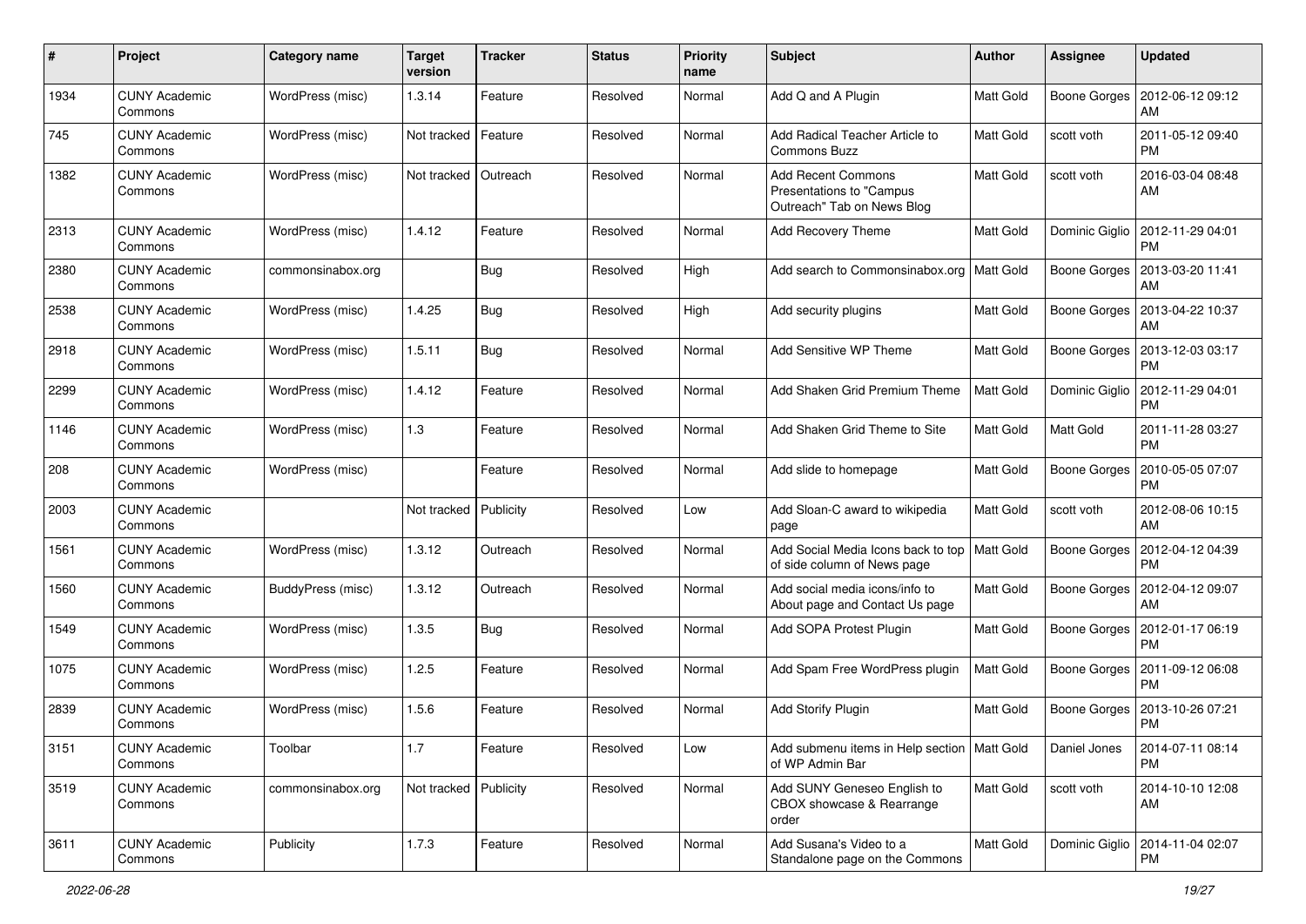| # | Project | Category name | Target version | Tracker | Status | Priority name | Subject | Author | Assignee | Updated |
|---|---|---|---|---|---|---|---|---|---|---|
| 1934 | CUNY Academic Commons | WordPress (misc) | 1.3.14 | Feature | Resolved | Normal | Add Q and A Plugin | Matt Gold | Boone Gorges | 2012-06-12 09:12 AM |
| 745 | CUNY Academic Commons | WordPress (misc) | Not tracked | Feature | Resolved | Normal | Add Radical Teacher Article to Commons Buzz | Matt Gold | scott voth | 2011-05-12 09:40 PM |
| 1382 | CUNY Academic Commons | WordPress (misc) | Not tracked | Outreach | Resolved | Normal | Add Recent Commons Presentations to "Campus Outreach" Tab on News Blog | Matt Gold | scott voth | 2016-03-04 08:48 AM |
| 2313 | CUNY Academic Commons | WordPress (misc) | 1.4.12 | Feature | Resolved | Normal | Add Recovery Theme | Matt Gold | Dominic Giglio | 2012-11-29 04:01 PM |
| 2380 | CUNY Academic Commons | commonsinabox.org | | Bug | Resolved | High | Add search to Commonsinabox.org | Matt Gold | Boone Gorges | 2013-03-20 11:41 AM |
| 2538 | CUNY Academic Commons | WordPress (misc) | 1.4.25 | Bug | Resolved | High | Add security plugins | Matt Gold | Boone Gorges | 2013-04-22 10:37 AM |
| 2918 | CUNY Academic Commons | WordPress (misc) | 1.5.11 | Bug | Resolved | Normal | Add Sensitive WP Theme | Matt Gold | Boone Gorges | 2013-12-03 03:17 PM |
| 2299 | CUNY Academic Commons | WordPress (misc) | 1.4.12 | Feature | Resolved | Normal | Add Shaken Grid Premium Theme | Matt Gold | Dominic Giglio | 2012-11-29 04:01 PM |
| 1146 | CUNY Academic Commons | WordPress (misc) | 1.3 | Feature | Resolved | Normal | Add Shaken Grid Theme to Site | Matt Gold | Matt Gold | 2011-11-28 03:27 PM |
| 208 | CUNY Academic Commons | WordPress (misc) | | Feature | Resolved | Normal | Add slide to homepage | Matt Gold | Boone Gorges | 2010-05-05 07:07 PM |
| 2003 | CUNY Academic Commons | | Not tracked | Publicity | Resolved | Low | Add Sloan-C award to wikipedia page | Matt Gold | scott voth | 2012-08-06 10:15 AM |
| 1561 | CUNY Academic Commons | WordPress (misc) | 1.3.12 | Outreach | Resolved | Normal | Add Social Media Icons back to top of side column of News page | Matt Gold | Boone Gorges | 2012-04-12 04:39 PM |
| 1560 | CUNY Academic Commons | BuddyPress (misc) | 1.3.12 | Outreach | Resolved | Normal | Add social media icons/info to About page and Contact Us page | Matt Gold | Boone Gorges | 2012-04-12 09:07 AM |
| 1549 | CUNY Academic Commons | WordPress (misc) | 1.3.5 | Bug | Resolved | Normal | Add SOPA Protest Plugin | Matt Gold | Boone Gorges | 2012-01-17 06:19 PM |
| 1075 | CUNY Academic Commons | WordPress (misc) | 1.2.5 | Feature | Resolved | Normal | Add Spam Free WordPress plugin | Matt Gold | Boone Gorges | 2011-09-12 06:08 PM |
| 2839 | CUNY Academic Commons | WordPress (misc) | 1.5.6 | Feature | Resolved | Normal | Add Storify Plugin | Matt Gold | Boone Gorges | 2013-10-26 07:21 PM |
| 3151 | CUNY Academic Commons | Toolbar | 1.7 | Feature | Resolved | Low | Add submenu items in Help section of WP Admin Bar | Matt Gold | Daniel Jones | 2014-07-11 08:14 PM |
| 3519 | CUNY Academic Commons | commonsinabox.org | Not tracked | Publicity | Resolved | Normal | Add SUNY Geneseo English to CBOX showcase & Rearrange order | Matt Gold | scott voth | 2014-10-10 12:08 AM |
| 3611 | CUNY Academic Commons | Publicity | 1.7.3 | Feature | Resolved | Normal | Add Susana's Video to a Standalone page on the Commons | Matt Gold | Dominic Giglio | 2014-11-04 02:07 PM |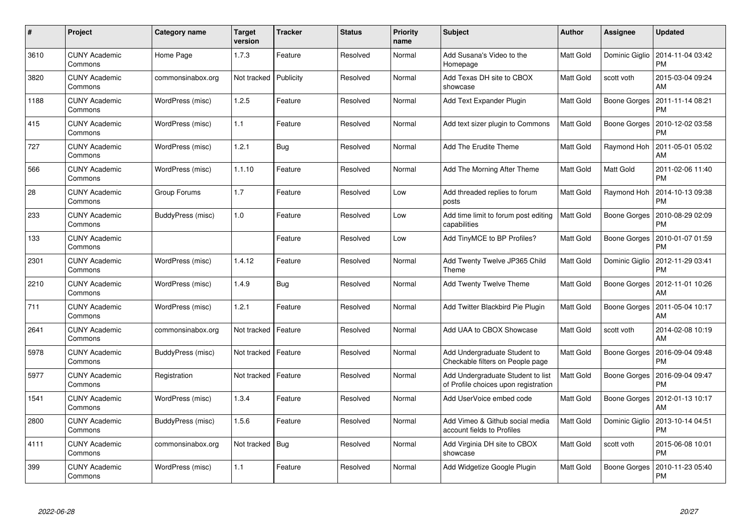| # | Project | Category name | Target version | Tracker | Status | Priority name | Subject | Author | Assignee | Updated |
|---|---|---|---|---|---|---|---|---|---|---|
| 3610 | CUNY Academic Commons | Home Page | 1.7.3 | Feature | Resolved | Normal | Add Susana's Video to the Homepage | Matt Gold | Dominic Giglio | 2014-11-04 03:42 PM |
| 3820 | CUNY Academic Commons | commonsinabox.org | Not tracked | Publicity | Resolved | Normal | Add Texas DH site to CBOX showcase | Matt Gold | scott voth | 2015-03-04 09:24 AM |
| 1188 | CUNY Academic Commons | WordPress (misc) | 1.2.5 | Feature | Resolved | Normal | Add Text Expander Plugin | Matt Gold | Boone Gorges | 2011-11-14 08:21 PM |
| 415 | CUNY Academic Commons | WordPress (misc) | 1.1 | Feature | Resolved | Normal | Add text sizer plugin to Commons | Matt Gold | Boone Gorges | 2010-12-02 03:58 PM |
| 727 | CUNY Academic Commons | WordPress (misc) | 1.2.1 | Bug | Resolved | Normal | Add The Erudite Theme | Matt Gold | Raymond Hoh | 2011-05-01 05:02 AM |
| 566 | CUNY Academic Commons | WordPress (misc) | 1.1.10 | Feature | Resolved | Normal | Add The Morning After Theme | Matt Gold | Matt Gold | 2011-02-06 11:40 PM |
| 28 | CUNY Academic Commons | Group Forums | 1.7 | Feature | Resolved | Low | Add threaded replies to forum posts | Matt Gold | Raymond Hoh | 2014-10-13 09:38 PM |
| 233 | CUNY Academic Commons | BuddyPress (misc) | 1.0 | Feature | Resolved | Low | Add time limit to forum post editing capabilities | Matt Gold | Boone Gorges | 2010-08-29 02:09 PM |
| 133 | CUNY Academic Commons | | | Feature | Resolved | Low | Add TinyMCE to BP Profiles? | Matt Gold | Boone Gorges | 2010-01-07 01:59 PM |
| 2301 | CUNY Academic Commons | WordPress (misc) | 1.4.12 | Feature | Resolved | Normal | Add Twenty Twelve JP365 Child Theme | Matt Gold | Dominic Giglio | 2012-11-29 03:41 PM |
| 2210 | CUNY Academic Commons | WordPress (misc) | 1.4.9 | Bug | Resolved | Normal | Add Twenty Twelve Theme | Matt Gold | Boone Gorges | 2012-11-01 10:26 AM |
| 711 | CUNY Academic Commons | WordPress (misc) | 1.2.1 | Feature | Resolved | Normal | Add Twitter Blackbird Pie Plugin | Matt Gold | Boone Gorges | 2011-05-04 10:17 AM |
| 2641 | CUNY Academic Commons | commonsinabox.org | Not tracked | Feature | Resolved | Normal | Add UAA to CBOX Showcase | Matt Gold | scott voth | 2014-02-08 10:19 AM |
| 5978 | CUNY Academic Commons | BuddyPress (misc) | Not tracked | Feature | Resolved | Normal | Add Undergraduate Student to Checkable filters on People page | Matt Gold | Boone Gorges | 2016-09-04 09:48 PM |
| 5977 | CUNY Academic Commons | Registration | Not tracked | Feature | Resolved | Normal | Add Undergraduate Student to list of Profile choices upon registration | Matt Gold | Boone Gorges | 2016-09-04 09:47 PM |
| 1541 | CUNY Academic Commons | WordPress (misc) | 1.3.4 | Feature | Resolved | Normal | Add UserVoice embed code | Matt Gold | Boone Gorges | 2012-01-13 10:17 AM |
| 2800 | CUNY Academic Commons | BuddyPress (misc) | 1.5.6 | Feature | Resolved | Normal | Add Vimeo & Github social media account fields to Profiles | Matt Gold | Dominic Giglio | 2013-10-14 04:51 PM |
| 4111 | CUNY Academic Commons | commonsinabox.org | Not tracked | Bug | Resolved | Normal | Add Virginia DH site to CBOX showcase | Matt Gold | scott voth | 2015-06-08 10:01 PM |
| 399 | CUNY Academic Commons | WordPress (misc) | 1.1 | Feature | Resolved | Normal | Add Widgetize Google Plugin | Matt Gold | Boone Gorges | 2010-11-23 05:40 PM |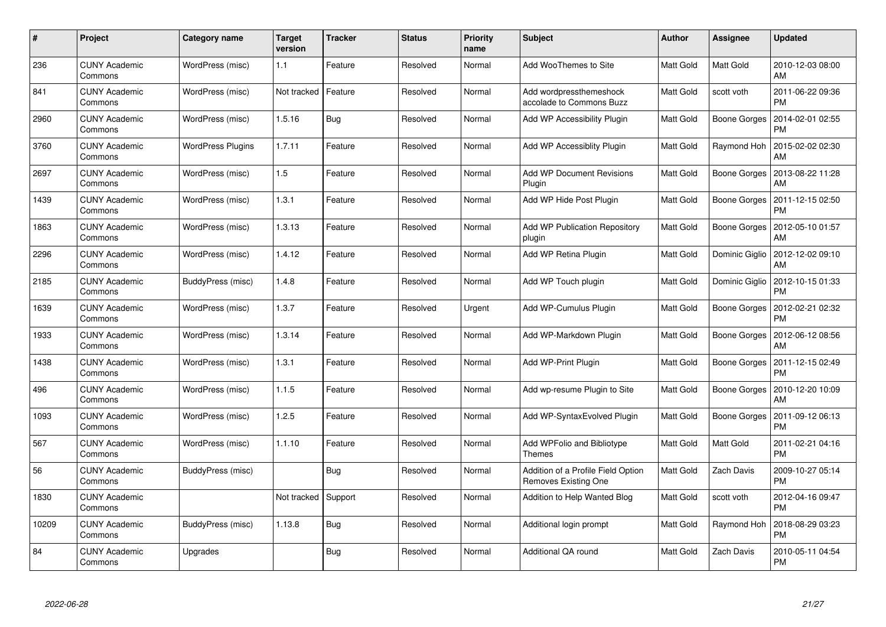| # | Project | Category name | Target version | Tracker | Status | Priority name | Subject | Author | Assignee | Updated |
|---|---|---|---|---|---|---|---|---|---|---|
| 236 | CUNY Academic Commons | WordPress (misc) | 1.1 | Feature | Resolved | Normal | Add WooThemes to Site | Matt Gold | Matt Gold | 2010-12-03 08:00 AM |
| 841 | CUNY Academic Commons | WordPress (misc) | Not tracked | Feature | Resolved | Normal | Add wordpressthemeshock accolade to Commons Buzz | Matt Gold | scott voth | 2011-06-22 09:36 PM |
| 2960 | CUNY Academic Commons | WordPress (misc) | 1.5.16 | Bug | Resolved | Normal | Add WP Accessibility Plugin | Matt Gold | Boone Gorges | 2014-02-01 02:55 PM |
| 3760 | CUNY Academic Commons | WordPress Plugins | 1.7.11 | Feature | Resolved | Normal | Add WP Accessiblity Plugin | Matt Gold | Raymond Hoh | 2015-02-02 02:30 AM |
| 2697 | CUNY Academic Commons | WordPress (misc) | 1.5 | Feature | Resolved | Normal | Add WP Document Revisions Plugin | Matt Gold | Boone Gorges | 2013-08-22 11:28 AM |
| 1439 | CUNY Academic Commons | WordPress (misc) | 1.3.1 | Feature | Resolved | Normal | Add WP Hide Post Plugin | Matt Gold | Boone Gorges | 2011-12-15 02:50 PM |
| 1863 | CUNY Academic Commons | WordPress (misc) | 1.3.13 | Feature | Resolved | Normal | Add WP Publication Repository plugin | Matt Gold | Boone Gorges | 2012-05-10 01:57 AM |
| 2296 | CUNY Academic Commons | WordPress (misc) | 1.4.12 | Feature | Resolved | Normal | Add WP Retina Plugin | Matt Gold | Dominic Giglio | 2012-12-02 09:10 AM |
| 2185 | CUNY Academic Commons | BuddyPress (misc) | 1.4.8 | Feature | Resolved | Normal | Add WP Touch plugin | Matt Gold | Dominic Giglio | 2012-10-15 01:33 PM |
| 1639 | CUNY Academic Commons | WordPress (misc) | 1.3.7 | Feature | Resolved | Urgent | Add WP-Cumulus Plugin | Matt Gold | Boone Gorges | 2012-02-21 02:32 PM |
| 1933 | CUNY Academic Commons | WordPress (misc) | 1.3.14 | Feature | Resolved | Normal | Add WP-Markdown Plugin | Matt Gold | Boone Gorges | 2012-06-12 08:56 AM |
| 1438 | CUNY Academic Commons | WordPress (misc) | 1.3.1 | Feature | Resolved | Normal | Add WP-Print Plugin | Matt Gold | Boone Gorges | 2011-12-15 02:49 PM |
| 496 | CUNY Academic Commons | WordPress (misc) | 1.1.5 | Feature | Resolved | Normal | Add wp-resume Plugin to Site | Matt Gold | Boone Gorges | 2010-12-20 10:09 AM |
| 1093 | CUNY Academic Commons | WordPress (misc) | 1.2.5 | Feature | Resolved | Normal | Add WP-SyntaxEvolved Plugin | Matt Gold | Boone Gorges | 2011-09-12 06:13 PM |
| 567 | CUNY Academic Commons | WordPress (misc) | 1.1.10 | Feature | Resolved | Normal | Add WPFolio and Bibliotype Themes | Matt Gold | Matt Gold | 2011-02-21 04:16 PM |
| 56 | CUNY Academic Commons | BuddyPress (misc) | | Bug | Resolved | Normal | Addition of a Profile Field Option Removes Existing One | Matt Gold | Zach Davis | 2009-10-27 05:14 PM |
| 1830 | CUNY Academic Commons | | Not tracked | Support | Resolved | Normal | Addition to Help Wanted Blog | Matt Gold | scott voth | 2012-04-16 09:47 PM |
| 10209 | CUNY Academic Commons | BuddyPress (misc) | 1.13.8 | Bug | Resolved | Normal | Additional login prompt | Matt Gold | Raymond Hoh | 2018-08-29 03:23 PM |
| 84 | CUNY Academic Commons | Upgrades | | Bug | Resolved | Normal | Additional QA round | Matt Gold | Zach Davis | 2010-05-11 04:54 PM |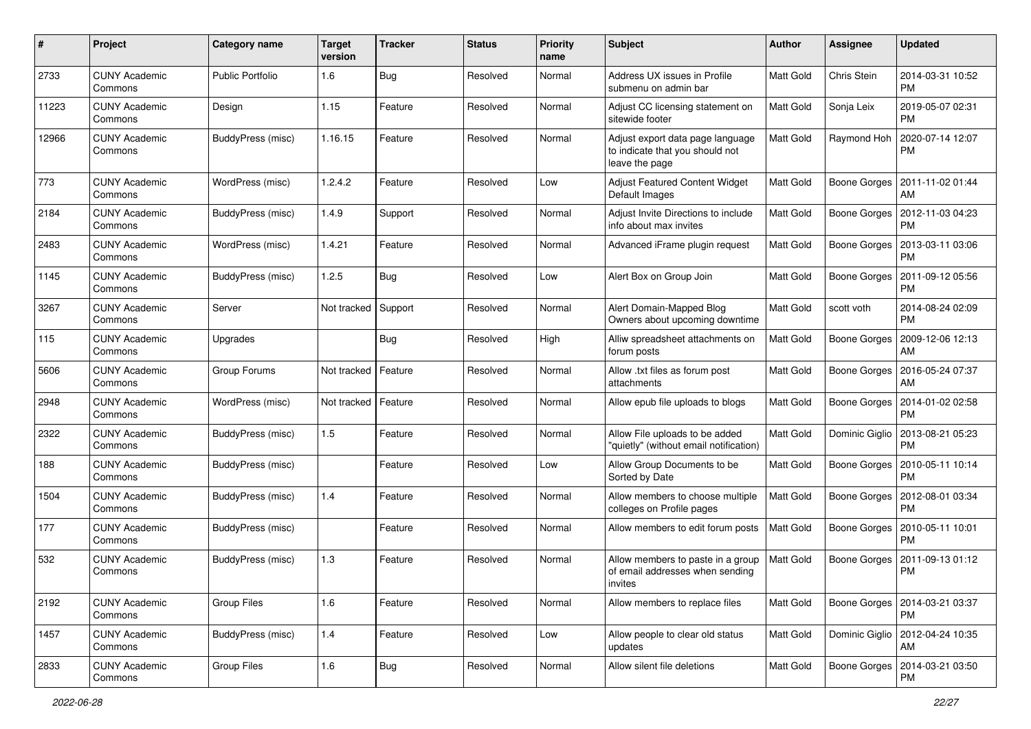| # | Project | Category name | Target version | Tracker | Status | Priority name | Subject | Author | Assignee | Updated |
|---|---|---|---|---|---|---|---|---|---|---|
| 2733 | CUNY Academic Commons | Public Portfolio | 1.6 | Bug | Resolved | Normal | Address UX issues in Profile submenu on admin bar | Matt Gold | Chris Stein | 2014-03-31 10:52 PM |
| 11223 | CUNY Academic Commons | Design | 1.15 | Feature | Resolved | Normal | Adjust CC licensing statement on sitewide footer | Matt Gold | Sonja Leix | 2019-05-07 02:31 PM |
| 12966 | CUNY Academic Commons | BuddyPress (misc) | 1.16.15 | Feature | Resolved | Normal | Adjust export data page language to indicate that you should not leave the page | Matt Gold | Raymond Hoh | 2020-07-14 12:07 PM |
| 773 | CUNY Academic Commons | WordPress (misc) | 1.2.4.2 | Feature | Resolved | Low | Adjust Featured Content Widget Default Images | Matt Gold | Boone Gorges | 2011-11-02 01:44 AM |
| 2184 | CUNY Academic Commons | BuddyPress (misc) | 1.4.9 | Support | Resolved | Normal | Adjust Invite Directions to include info about max invites | Matt Gold | Boone Gorges | 2012-11-03 04:23 PM |
| 2483 | CUNY Academic Commons | WordPress (misc) | 1.4.21 | Feature | Resolved | Normal | Advanced iFrame plugin request | Matt Gold | Boone Gorges | 2013-03-11 03:06 PM |
| 1145 | CUNY Academic Commons | BuddyPress (misc) | 1.2.5 | Bug | Resolved | Low | Alert Box on Group Join | Matt Gold | Boone Gorges | 2011-09-12 05:56 PM |
| 3267 | CUNY Academic Commons | Server | Not tracked | Support | Resolved | Normal | Alert Domain-Mapped Blog Owners about upcoming downtime | Matt Gold | scott voth | 2014-08-24 02:09 PM |
| 115 | CUNY Academic Commons | Upgrades | | Bug | Resolved | High | Alliw spreadsheet attachments on forum posts | Matt Gold | Boone Gorges | 2009-12-06 12:13 AM |
| 5606 | CUNY Academic Commons | Group Forums | Not tracked | Feature | Resolved | Normal | Allow .txt files as forum post attachments | Matt Gold | Boone Gorges | 2016-05-24 07:37 AM |
| 2948 | CUNY Academic Commons | WordPress (misc) | Not tracked | Feature | Resolved | Normal | Allow epub file uploads to blogs | Matt Gold | Boone Gorges | 2014-01-02 02:58 PM |
| 2322 | CUNY Academic Commons | BuddyPress (misc) | 1.5 | Feature | Resolved | Normal | Allow File uploads to be added "quietly" (without email notification) | Matt Gold | Dominic Giglio | 2013-08-21 05:23 PM |
| 188 | CUNY Academic Commons | BuddyPress (misc) | | Feature | Resolved | Low | Allow Group Documents to be Sorted by Date | Matt Gold | Boone Gorges | 2010-05-11 10:14 PM |
| 1504 | CUNY Academic Commons | BuddyPress (misc) | 1.4 | Feature | Resolved | Normal | Allow members to choose multiple colleges on Profile pages | Matt Gold | Boone Gorges | 2012-08-01 03:34 PM |
| 177 | CUNY Academic Commons | BuddyPress (misc) | | Feature | Resolved | Normal | Allow members to edit forum posts | Matt Gold | Boone Gorges | 2010-05-11 10:01 PM |
| 532 | CUNY Academic Commons | BuddyPress (misc) | 1.3 | Feature | Resolved | Normal | Allow members to paste in a group of email addresses when sending invites | Matt Gold | Boone Gorges | 2011-09-13 01:12 PM |
| 2192 | CUNY Academic Commons | Group Files | 1.6 | Feature | Resolved | Normal | Allow members to replace files | Matt Gold | Boone Gorges | 2014-03-21 03:37 PM |
| 1457 | CUNY Academic Commons | BuddyPress (misc) | 1.4 | Feature | Resolved | Low | Allow people to clear old status updates | Matt Gold | Dominic Giglio | 2012-04-24 10:35 AM |
| 2833 | CUNY Academic Commons | Group Files | 1.6 | Bug | Resolved | Normal | Allow silent file deletions | Matt Gold | Boone Gorges | 2014-03-21 03:50 PM |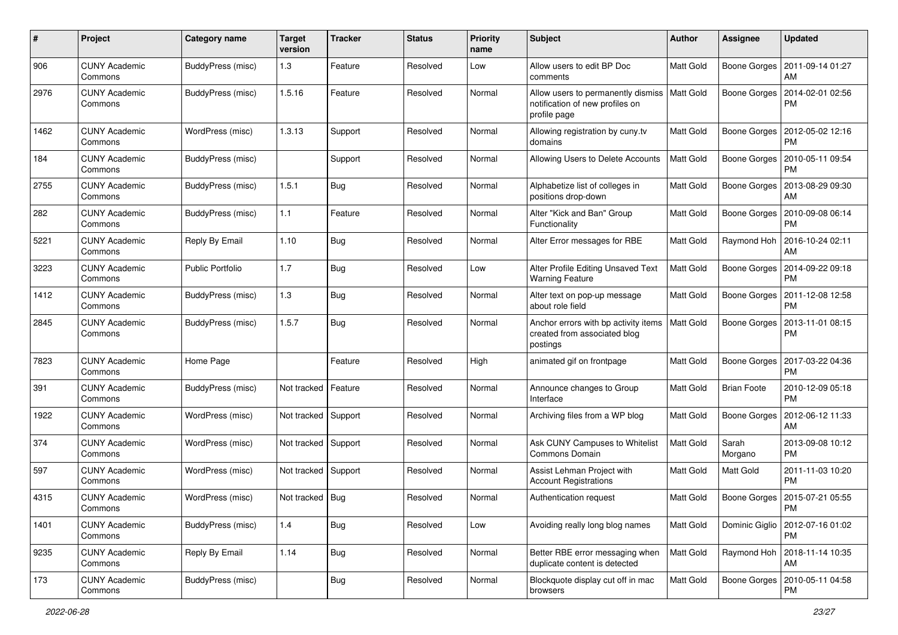| # | Project | Category name | Target version | Tracker | Status | Priority name | Subject | Author | Assignee | Updated |
|---|---|---|---|---|---|---|---|---|---|---|
| 906 | CUNY Academic Commons | BuddyPress (misc) | 1.3 | Feature | Resolved | Low | Allow users to edit BP Doc comments | Matt Gold | Boone Gorges | 2011-09-14 01:27 AM |
| 2976 | CUNY Academic Commons | BuddyPress (misc) | 1.5.16 | Feature | Resolved | Normal | Allow users to permanently dismiss notification of new profiles on profile page | Matt Gold | Boone Gorges | 2014-02-01 02:56 PM |
| 1462 | CUNY Academic Commons | WordPress (misc) | 1.3.13 | Support | Resolved | Normal | Allowing registration by cuny.tv domains | Matt Gold | Boone Gorges | 2012-05-02 12:16 PM |
| 184 | CUNY Academic Commons | BuddyPress (misc) | | Support | Resolved | Normal | Allowing Users to Delete Accounts | Matt Gold | Boone Gorges | 2010-05-11 09:54 PM |
| 2755 | CUNY Academic Commons | BuddyPress (misc) | 1.5.1 | Bug | Resolved | Normal | Alphabetize list of colleges in positions drop-down | Matt Gold | Boone Gorges | 2013-08-29 09:30 AM |
| 282 | CUNY Academic Commons | BuddyPress (misc) | 1.1 | Feature | Resolved | Normal | Alter "Kick and Ban" Group Functionality | Matt Gold | Boone Gorges | 2010-09-08 06:14 PM |
| 5221 | CUNY Academic Commons | Reply By Email | 1.10 | Bug | Resolved | Normal | Alter Error messages for RBE | Matt Gold | Raymond Hoh | 2016-10-24 02:11 AM |
| 3223 | CUNY Academic Commons | Public Portfolio | 1.7 | Bug | Resolved | Low | Alter Profile Editing Unsaved Text Warning Feature | Matt Gold | Boone Gorges | 2014-09-22 09:18 PM |
| 1412 | CUNY Academic Commons | BuddyPress (misc) | 1.3 | Bug | Resolved | Normal | Alter text on pop-up message about role field | Matt Gold | Boone Gorges | 2011-12-08 12:58 PM |
| 2845 | CUNY Academic Commons | BuddyPress (misc) | 1.5.7 | Bug | Resolved | Normal | Anchor errors with bp activity items created from associated blog postings | Matt Gold | Boone Gorges | 2013-11-01 08:15 PM |
| 7823 | CUNY Academic Commons | Home Page | | Feature | Resolved | High | animated gif on frontpage | Matt Gold | Boone Gorges | 2017-03-22 04:36 PM |
| 391 | CUNY Academic Commons | BuddyPress (misc) | Not tracked | Feature | Resolved | Normal | Announce changes to Group Interface | Matt Gold | Brian Foote | 2010-12-09 05:18 PM |
| 1922 | CUNY Academic Commons | WordPress (misc) | Not tracked | Support | Resolved | Normal | Archiving files from a WP blog | Matt Gold | Boone Gorges | 2012-06-12 11:33 AM |
| 374 | CUNY Academic Commons | WordPress (misc) | Not tracked | Support | Resolved | Normal | Ask CUNY Campuses to Whitelist Commons Domain | Matt Gold | Sarah Morgano | 2013-09-08 10:12 PM |
| 597 | CUNY Academic Commons | WordPress (misc) | Not tracked | Support | Resolved | Normal | Assist Lehman Project with Account Registrations | Matt Gold | Matt Gold | 2011-11-03 10:20 PM |
| 4315 | CUNY Academic Commons | WordPress (misc) | Not tracked | Bug | Resolved | Normal | Authentication request | Matt Gold | Boone Gorges | 2015-07-21 05:55 PM |
| 1401 | CUNY Academic Commons | BuddyPress (misc) | 1.4 | Bug | Resolved | Low | Avoiding really long blog names | Matt Gold | Dominic Giglio | 2012-07-16 01:02 PM |
| 9235 | CUNY Academic Commons | Reply By Email | 1.14 | Bug | Resolved | Normal | Better RBE error messaging when duplicate content is detected | Matt Gold | Raymond Hoh | 2018-11-14 10:35 AM |
| 173 | CUNY Academic Commons | BuddyPress (misc) | | Bug | Resolved | Normal | Blockquote display cut off in mac browsers | Matt Gold | Boone Gorges | 2010-05-11 04:58 PM |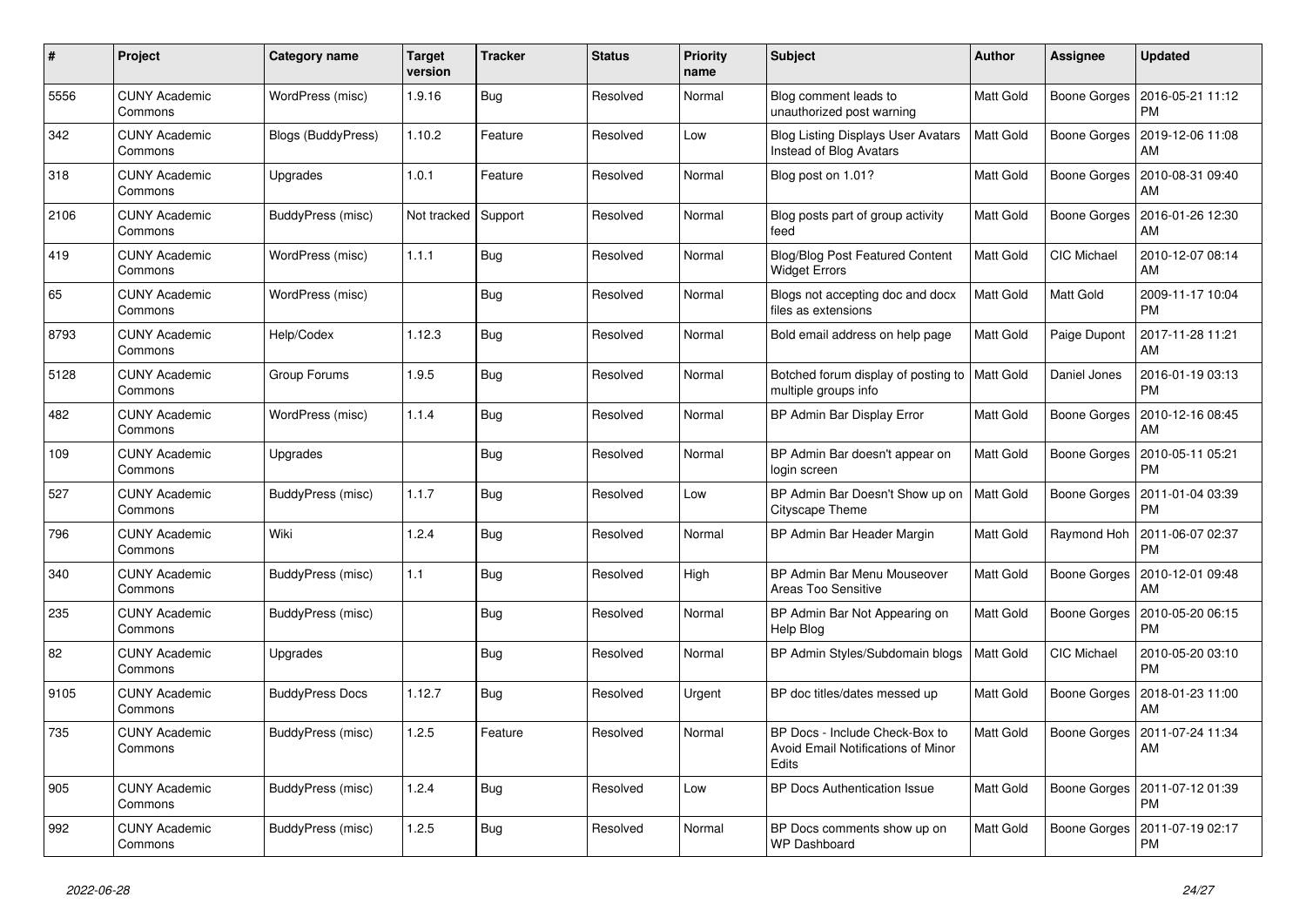| # | Project | Category name | Target version | Tracker | Status | Priority name | Subject | Author | Assignee | Updated |
|---|---|---|---|---|---|---|---|---|---|---|
| 5556 | CUNY Academic Commons | WordPress (misc) | 1.9.16 | Bug | Resolved | Normal | Blog comment leads to unauthorized post warning | Matt Gold | Boone Gorges | 2016-05-21 11:12 PM |
| 342 | CUNY Academic Commons | Blogs (BuddyPress) | 1.10.2 | Feature | Resolved | Low | Blog Listing Displays User Avatars Instead of Blog Avatars | Matt Gold | Boone Gorges | 2019-12-06 11:08 AM |
| 318 | CUNY Academic Commons | Upgrades | 1.0.1 | Feature | Resolved | Normal | Blog post on 1.01? | Matt Gold | Boone Gorges | 2010-08-31 09:40 AM |
| 2106 | CUNY Academic Commons | BuddyPress (misc) | Not tracked | Support | Resolved | Normal | Blog posts part of group activity feed | Matt Gold | Boone Gorges | 2016-01-26 12:30 AM |
| 419 | CUNY Academic Commons | WordPress (misc) | 1.1.1 | Bug | Resolved | Normal | Blog/Blog Post Featured Content Widget Errors | Matt Gold | CIC Michael | 2010-12-07 08:14 AM |
| 65 | CUNY Academic Commons | WordPress (misc) | | Bug | Resolved | Normal | Blogs not accepting doc and docx files as extensions | Matt Gold | Matt Gold | 2009-11-17 10:04 PM |
| 8793 | CUNY Academic Commons | Help/Codex | 1.12.3 | Bug | Resolved | Normal | Bold email address on help page | Matt Gold | Paige Dupont | 2017-11-28 11:21 AM |
| 5128 | CUNY Academic Commons | Group Forums | 1.9.5 | Bug | Resolved | Normal | Botched forum display of posting to multiple groups info | Matt Gold | Daniel Jones | 2016-01-19 03:13 PM |
| 482 | CUNY Academic Commons | WordPress (misc) | 1.1.4 | Bug | Resolved | Normal | BP Admin Bar Display Error | Matt Gold | Boone Gorges | 2010-12-16 08:45 AM |
| 109 | CUNY Academic Commons | Upgrades | | Bug | Resolved | Normal | BP Admin Bar doesn't appear on login screen | Matt Gold | Boone Gorges | 2010-05-11 05:21 PM |
| 527 | CUNY Academic Commons | BuddyPress (misc) | 1.1.7 | Bug | Resolved | Low | BP Admin Bar Doesn't Show up on Cityscape Theme | Matt Gold | Boone Gorges | 2011-01-04 03:39 PM |
| 796 | CUNY Academic Commons | Wiki | 1.2.4 | Bug | Resolved | Normal | BP Admin Bar Header Margin | Matt Gold | Raymond Hoh | 2011-06-07 02:37 PM |
| 340 | CUNY Academic Commons | BuddyPress (misc) | 1.1 | Bug | Resolved | High | BP Admin Bar Menu Mouseover Areas Too Sensitive | Matt Gold | Boone Gorges | 2010-12-01 09:48 AM |
| 235 | CUNY Academic Commons | BuddyPress (misc) | | Bug | Resolved | Normal | BP Admin Bar Not Appearing on Help Blog | Matt Gold | Boone Gorges | 2010-05-20 06:15 PM |
| 82 | CUNY Academic Commons | Upgrades | | Bug | Resolved | Normal | BP Admin Styles/Subdomain blogs | Matt Gold | CIC Michael | 2010-05-20 03:10 PM |
| 9105 | CUNY Academic Commons | BuddyPress Docs | 1.12.7 | Bug | Resolved | Urgent | BP doc titles/dates messed up | Matt Gold | Boone Gorges | 2018-01-23 11:00 AM |
| 735 | CUNY Academic Commons | BuddyPress (misc) | 1.2.5 | Feature | Resolved | Normal | BP Docs - Include Check-Box to Avoid Email Notifications of Minor Edits | Matt Gold | Boone Gorges | 2011-07-24 11:34 AM |
| 905 | CUNY Academic Commons | BuddyPress (misc) | 1.2.4 | Bug | Resolved | Low | BP Docs Authentication Issue | Matt Gold | Boone Gorges | 2011-07-12 01:39 PM |
| 992 | CUNY Academic Commons | BuddyPress (misc) | 1.2.5 | Bug | Resolved | Normal | BP Docs comments show up on WP Dashboard | Matt Gold | Boone Gorges | 2011-07-19 02:17 PM |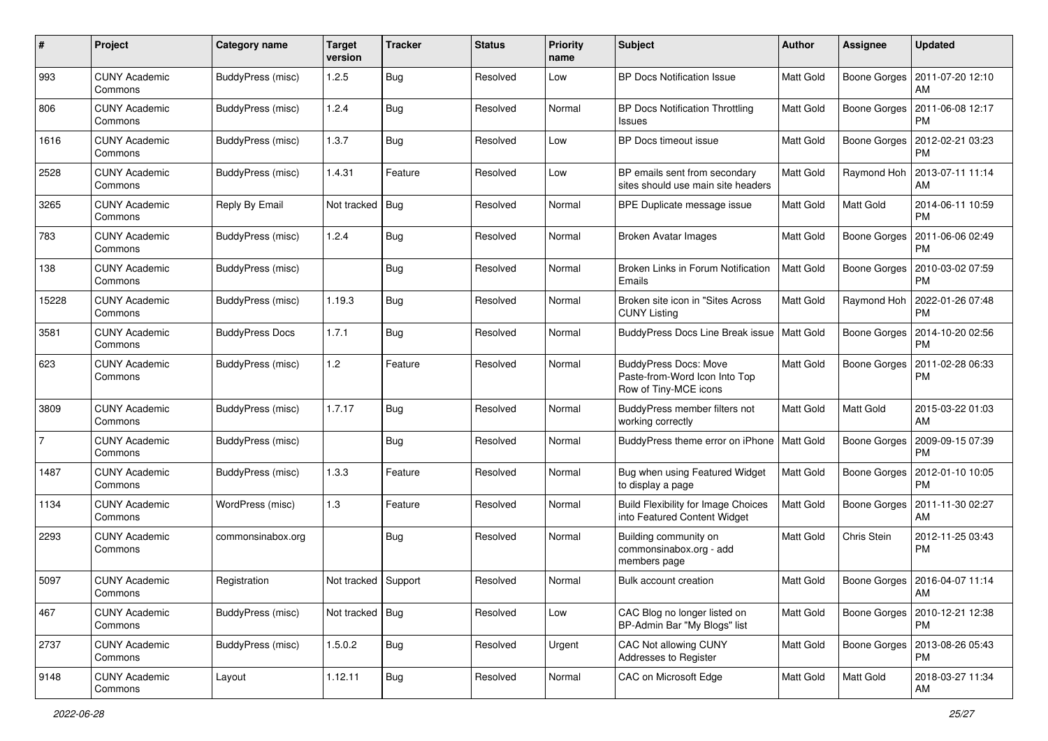| # | Project | Category name | Target version | Tracker | Status | Priority name | Subject | Author | Assignee | Updated |
|---|---|---|---|---|---|---|---|---|---|---|
| 993 | CUNY Academic Commons | BuddyPress (misc) | 1.2.5 | Bug | Resolved | Low | BP Docs Notification Issue | Matt Gold | Boone Gorges | 2011-07-20 12:10 AM |
| 806 | CUNY Academic Commons | BuddyPress (misc) | 1.2.4 | Bug | Resolved | Normal | BP Docs Notification Throttling Issues | Matt Gold | Boone Gorges | 2011-06-08 12:17 PM |
| 1616 | CUNY Academic Commons | BuddyPress (misc) | 1.3.7 | Bug | Resolved | Low | BP Docs timeout issue | Matt Gold | Boone Gorges | 2012-02-21 03:23 PM |
| 2528 | CUNY Academic Commons | BuddyPress (misc) | 1.4.31 | Feature | Resolved | Low | BP emails sent from secondary sites should use main site headers | Matt Gold | Raymond Hoh | 2013-07-11 11:14 AM |
| 3265 | CUNY Academic Commons | Reply By Email | Not tracked | Bug | Resolved | Normal | BPE Duplicate message issue | Matt Gold | Matt Gold | 2014-06-11 10:59 PM |
| 783 | CUNY Academic Commons | BuddyPress (misc) | 1.2.4 | Bug | Resolved | Normal | Broken Avatar Images | Matt Gold | Boone Gorges | 2011-06-06 02:49 PM |
| 138 | CUNY Academic Commons | BuddyPress (misc) | | Bug | Resolved | Normal | Broken Links in Forum Notification Emails | Matt Gold | Boone Gorges | 2010-03-02 07:59 PM |
| 15228 | CUNY Academic Commons | BuddyPress (misc) | 1.19.3 | Bug | Resolved | Normal | Broken site icon in "Sites Across CUNY Listing | Matt Gold | Raymond Hoh | 2022-01-26 07:48 PM |
| 3581 | CUNY Academic Commons | BuddyPress Docs | 1.7.1 | Bug | Resolved | Normal | BuddyPress Docs Line Break issue | Matt Gold | Boone Gorges | 2014-10-20 02:56 PM |
| 623 | CUNY Academic Commons | BuddyPress (misc) | 1.2 | Feature | Resolved | Normal | BuddyPress Docs: Move Paste-from-Word Icon Into Top Row of Tiny-MCE icons | Matt Gold | Boone Gorges | 2011-02-28 06:33 PM |
| 3809 | CUNY Academic Commons | BuddyPress (misc) | 1.7.17 | Bug | Resolved | Normal | BuddyPress member filters not working correctly | Matt Gold | Matt Gold | 2015-03-22 01:03 AM |
| 7 | CUNY Academic Commons | BuddyPress (misc) | | Bug | Resolved | Normal | BuddyPress theme error on iPhone | Matt Gold | Boone Gorges | 2009-09-15 07:39 PM |
| 1487 | CUNY Academic Commons | BuddyPress (misc) | 1.3.3 | Feature | Resolved | Normal | Bug when using Featured Widget to display a page | Matt Gold | Boone Gorges | 2012-01-10 10:05 PM |
| 1134 | CUNY Academic Commons | WordPress (misc) | 1.3 | Feature | Resolved | Normal | Build Flexibility for Image Choices into Featured Content Widget | Matt Gold | Boone Gorges | 2011-11-30 02:27 AM |
| 2293 | CUNY Academic Commons | commonsinabox.org | | Bug | Resolved | Normal | Building community on commonsinabox.org - add members page | Matt Gold | Chris Stein | 2012-11-25 03:43 PM |
| 5097 | CUNY Academic Commons | Registration | Not tracked | Support | Resolved | Normal | Bulk account creation | Matt Gold | Boone Gorges | 2016-04-07 11:14 AM |
| 467 | CUNY Academic Commons | BuddyPress (misc) | Not tracked | Bug | Resolved | Low | CAC Blog no longer listed on BP-Admin Bar "My Blogs" list | Matt Gold | Boone Gorges | 2010-12-21 12:38 PM |
| 2737 | CUNY Academic Commons | BuddyPress (misc) | 1.5.0.2 | Bug | Resolved | Urgent | CAC Not allowing CUNY Addresses to Register | Matt Gold | Boone Gorges | 2013-08-26 05:43 PM |
| 9148 | CUNY Academic Commons | Layout | 1.12.11 | Bug | Resolved | Normal | CAC on Microsoft Edge | Matt Gold | Matt Gold | 2018-03-27 11:34 AM |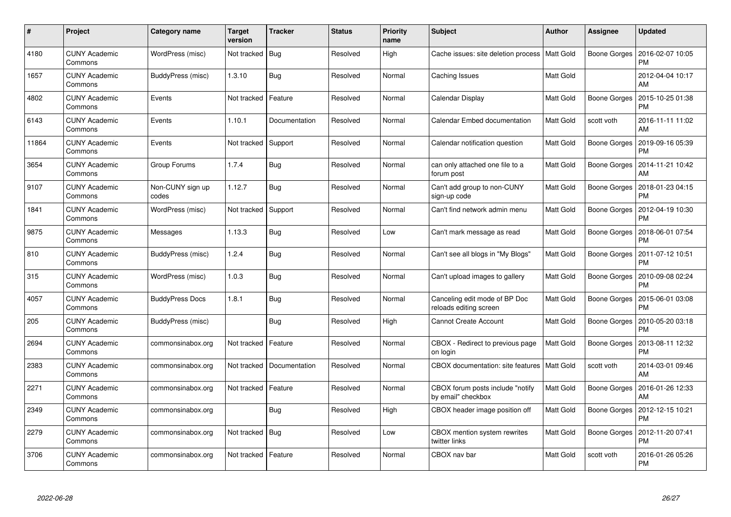| # | Project | Category name | Target version | Tracker | Status | Priority name | Subject | Author | Assignee | Updated |
|---|---|---|---|---|---|---|---|---|---|---|
| 4180 | CUNY Academic Commons | WordPress (misc) | Not tracked | Bug | Resolved | High | Cache issues: site deletion process | Matt Gold | Boone Gorges | 2016-02-07 10:05 PM |
| 1657 | CUNY Academic Commons | BuddyPress (misc) | 1.3.10 | Bug | Resolved | Normal | Caching Issues | Matt Gold | | 2012-04-04 10:17 AM |
| 4802 | CUNY Academic Commons | Events | Not tracked | Feature | Resolved | Normal | Calendar Display | Matt Gold | Boone Gorges | 2015-10-25 01:38 PM |
| 6143 | CUNY Academic Commons | Events | 1.10.1 | Documentation | Resolved | Normal | Calendar Embed documentation | Matt Gold | scott voth | 2016-11-11 11:02 AM |
| 11864 | CUNY Academic Commons | Events | Not tracked | Support | Resolved | Normal | Calendar notification question | Matt Gold | Boone Gorges | 2019-09-16 05:39 PM |
| 3654 | CUNY Academic Commons | Group Forums | 1.7.4 | Bug | Resolved | Normal | can only attached one file to a forum post | Matt Gold | Boone Gorges | 2014-11-21 10:42 AM |
| 9107 | CUNY Academic Commons | Non-CUNY sign up codes | 1.12.7 | Bug | Resolved | Normal | Can't add group to non-CUNY sign-up code | Matt Gold | Boone Gorges | 2018-01-23 04:15 PM |
| 1841 | CUNY Academic Commons | WordPress (misc) | Not tracked | Support | Resolved | Normal | Can't find network admin menu | Matt Gold | Boone Gorges | 2012-04-19 10:30 PM |
| 9875 | CUNY Academic Commons | Messages | 1.13.3 | Bug | Resolved | Low | Can't mark message as read | Matt Gold | Boone Gorges | 2018-06-01 07:54 PM |
| 810 | CUNY Academic Commons | BuddyPress (misc) | 1.2.4 | Bug | Resolved | Normal | Can't see all blogs in "My Blogs" | Matt Gold | Boone Gorges | 2011-07-12 10:51 PM |
| 315 | CUNY Academic Commons | WordPress (misc) | 1.0.3 | Bug | Resolved | Normal | Can't upload images to gallery | Matt Gold | Boone Gorges | 2010-09-08 02:24 PM |
| 4057 | CUNY Academic Commons | BuddyPress Docs | 1.8.1 | Bug | Resolved | Normal | Canceling edit mode of BP Doc reloads editing screen | Matt Gold | Boone Gorges | 2015-06-01 03:08 PM |
| 205 | CUNY Academic Commons | BuddyPress (misc) | | Bug | Resolved | High | Cannot Create Account | Matt Gold | Boone Gorges | 2010-05-20 03:18 PM |
| 2694 | CUNY Academic Commons | commonsinabox.org | Not tracked | Feature | Resolved | Normal | CBOX - Redirect to previous page on login | Matt Gold | Boone Gorges | 2013-08-11 12:32 PM |
| 2383 | CUNY Academic Commons | commonsinabox.org | Not tracked | Documentation | Resolved | Normal | CBOX documentation: site features | Matt Gold | scott voth | 2014-03-01 09:46 AM |
| 2271 | CUNY Academic Commons | commonsinabox.org | Not tracked | Feature | Resolved | Normal | CBOX forum posts include "notify by email" checkbox | Matt Gold | Boone Gorges | 2016-01-26 12:33 AM |
| 2349 | CUNY Academic Commons | commonsinabox.org | | Bug | Resolved | High | CBOX header image position off | Matt Gold | Boone Gorges | 2012-12-15 10:21 PM |
| 2279 | CUNY Academic Commons | commonsinabox.org | Not tracked | Bug | Resolved | Low | CBOX mention system rewrites twitter links | Matt Gold | Boone Gorges | 2012-11-20 07:41 PM |
| 3706 | CUNY Academic Commons | commonsinabox.org | Not tracked | Feature | Resolved | Normal | CBOX nav bar | Matt Gold | scott voth | 2016-01-26 05:26 PM |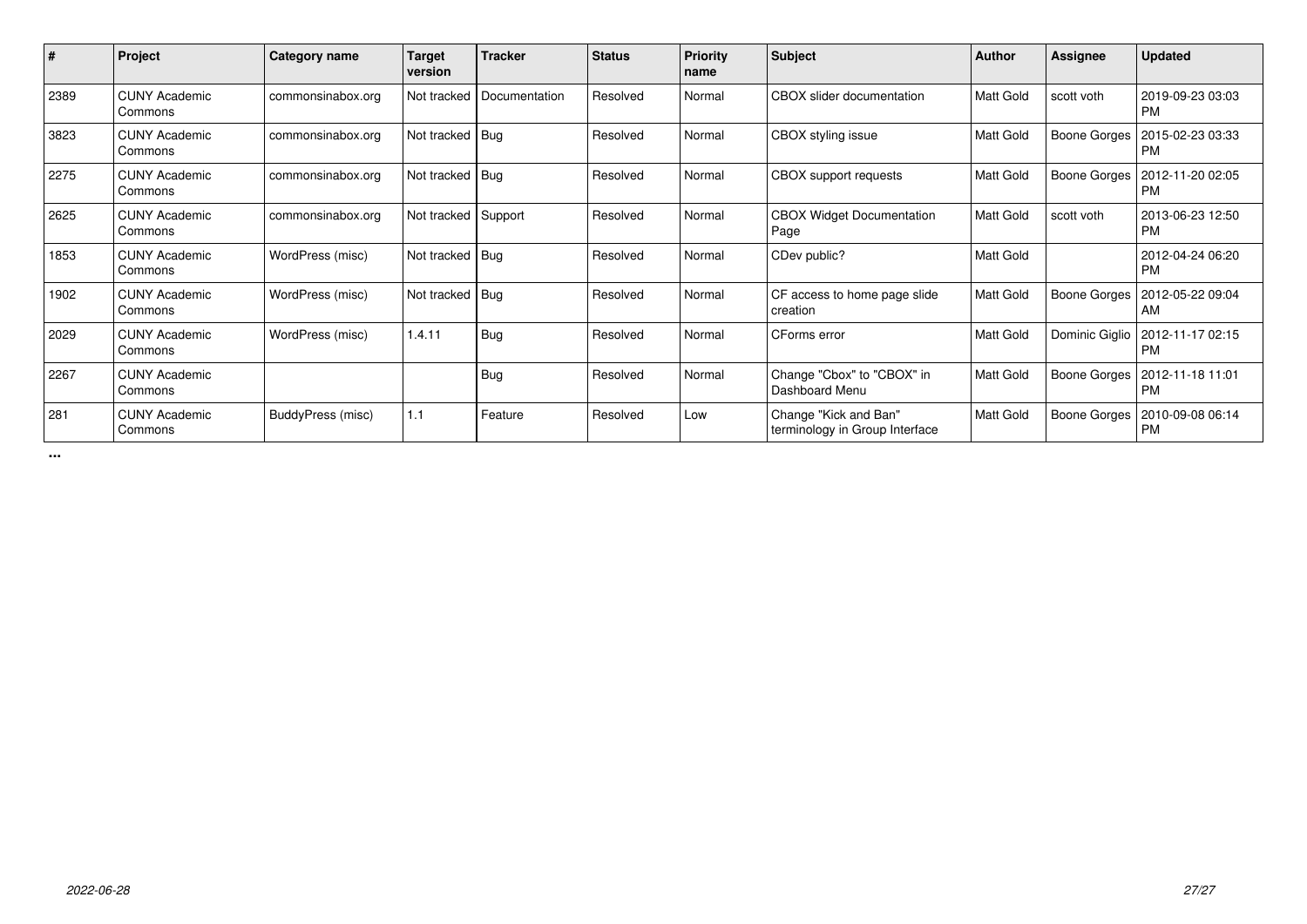| # | Project | Category name | Target version | Tracker | Status | Priority name | Subject | Author | Assignee | Updated |
|---|---|---|---|---|---|---|---|---|---|---|
| 2389 | CUNY Academic Commons | commonsinabox.org | Not tracked | Documentation | Resolved | Normal | CBOX slider documentation | Matt Gold | scott voth | 2019-09-23 03:03 PM |
| 3823 | CUNY Academic Commons | commonsinabox.org | Not tracked | Bug | Resolved | Normal | CBOX styling issue | Matt Gold | Boone Gorges | 2015-02-23 03:33 PM |
| 2275 | CUNY Academic Commons | commonsinabox.org | Not tracked | Bug | Resolved | Normal | CBOX support requests | Matt Gold | Boone Gorges | 2012-11-20 02:05 PM |
| 2625 | CUNY Academic Commons | commonsinabox.org | Not tracked | Support | Resolved | Normal | CBOX Widget Documentation Page | Matt Gold | scott voth | 2013-06-23 12:50 PM |
| 1853 | CUNY Academic Commons | WordPress (misc) | Not tracked | Bug | Resolved | Normal | CDev public? | Matt Gold | | 2012-04-24 06:20 PM |
| 1902 | CUNY Academic Commons | WordPress (misc) | Not tracked | Bug | Resolved | Normal | CF access to home page slide creation | Matt Gold | Boone Gorges | 2012-05-22 09:04 AM |
| 2029 | CUNY Academic Commons | WordPress (misc) | 1.4.11 | Bug | Resolved | Normal | CForms error | Matt Gold | Dominic Giglio | 2012-11-17 02:15 PM |
| 2267 | CUNY Academic Commons | | | Bug | Resolved | Normal | Change "Cbox" to "CBOX" in Dashboard Menu | Matt Gold | Boone Gorges | 2012-11-18 11:01 PM |
| 281 | CUNY Academic Commons | BuddyPress (misc) | 1.1 | Feature | Resolved | Low | Change "Kick and Ban" terminology in Group Interface | Matt Gold | Boone Gorges | 2010-09-08 06:14 PM |

...